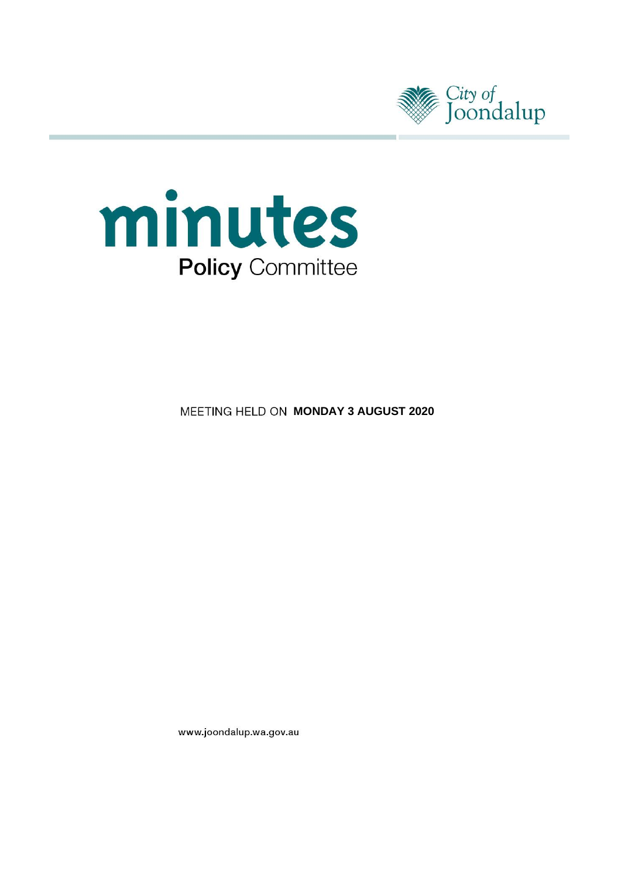City of Joondalup

# minutes

## Policy Committee

MEETING HELD ON **MONDAY 3 AUGUST 2020**

www.joondalup.wa.gov.au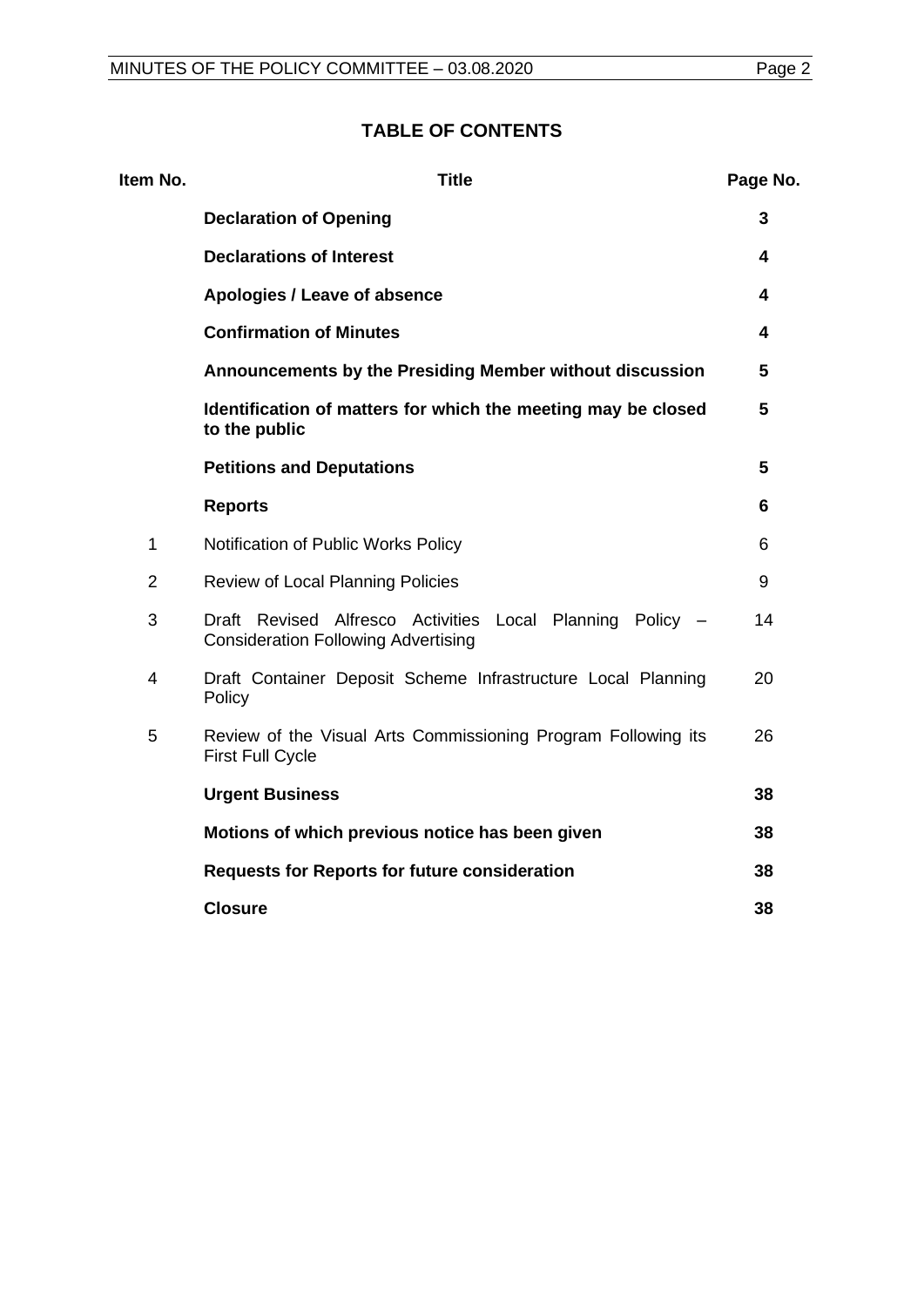## TABLE OF CONTENTS

| Item No. | Title | Page No. |
|---|---|---|
| | **Declaration of Opening** | **3** |
| | **Declarations of Interest** | **4** |
| | **Apologies / Leave of absence** | **4** |
| | **Confirmation of Minutes** | **4** |
| | **Announcements by the Presiding Member without discussion** | **5** |
| | **Identification of matters for which the meeting may be closed to the public** | **5** |
| | **Petitions and Deputations** | **5** |
| | **Reports** | **6** |
| 1 | Notification of Public Works Policy | 6 |
| 2 | Review of Local Planning Policies | 9 |
| 3 | Draft Revised Alfresco Activities Local Planning Policy – Consideration Following Advertising | 14 |
| 4 | Draft Container Deposit Scheme Infrastructure Local Planning Policy | 20 |
| 5 | Review of the Visual Arts Commissioning Program Following its First Full Cycle | 26 |
| | **Urgent Business** | **38** |
| | **Motions of which previous notice has been given** | **38** |
| | **Requests for Reports for future consideration** | **38** |
| | **Closure** | **38** |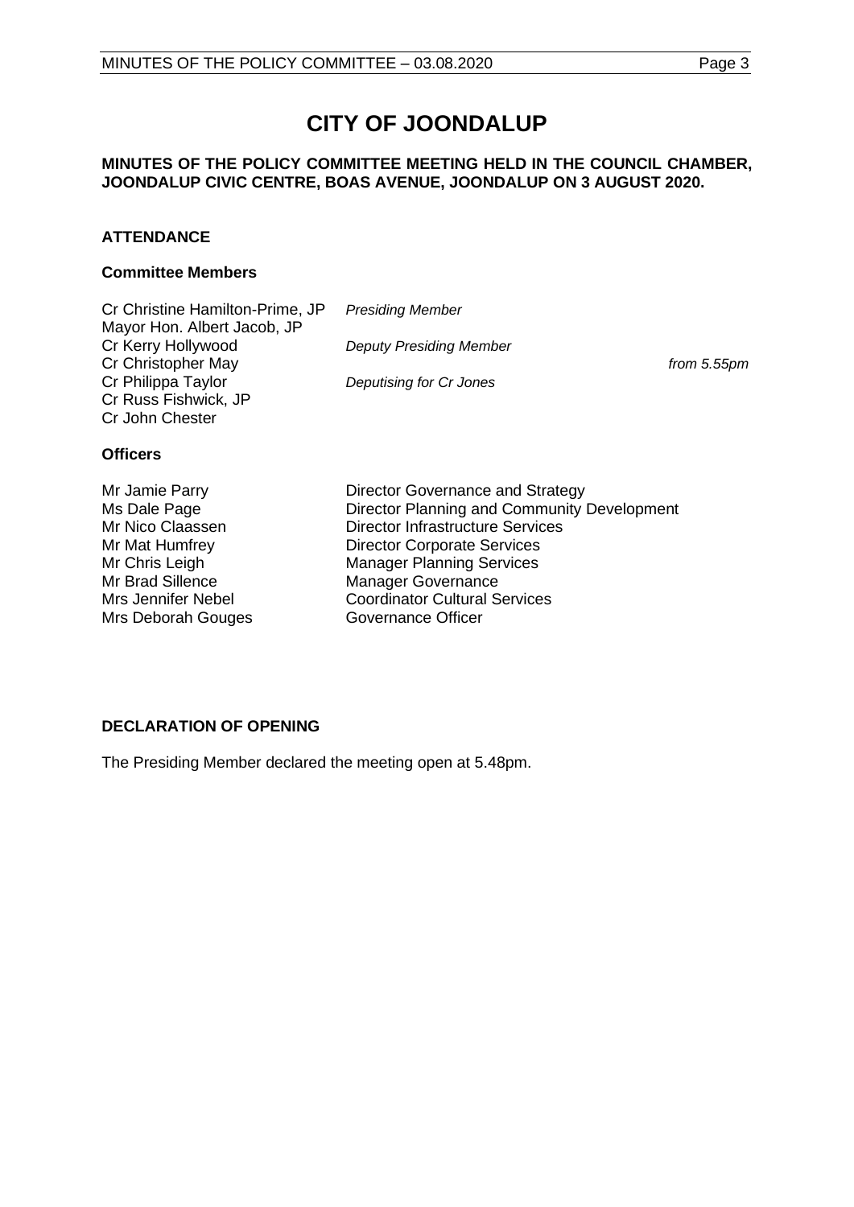# CITY OF JOONDALUP

**MINUTES OF THE POLICY COMMITTEE MEETING HELD IN THE COUNCIL CHAMBER, JOONDALUP CIVIC CENTRE, BOAS AVENUE, JOONDALUP ON 3 AUGUST 2020.**

## ATTENDANCE

### Committee Members

| | | |
|---|---|---|
| Cr Christine Hamilton-Prime, JP | *Presiding Member* | |
| Mayor Hon. Albert Jacob, JP | | |
| Cr Kerry Hollywood | *Deputy Presiding Member* | |
| Cr Christopher May | | *from 5.55pm* |
| Cr Philippa Taylor | *Deputising for Cr Jones* | |
| Cr Russ Fishwick, JP | | |
| Cr John Chester | | |

### Officers

| | |
|---|---|
| Mr Jamie Parry | Director Governance and Strategy |
| Ms Dale Page | Director Planning and Community Development |
| Mr Nico Claassen | Director Infrastructure Services |
| Mr Mat Humfrey | Director Corporate Services |
| Mr Chris Leigh | Manager Planning Services |
| Mr Brad Sillence | Manager Governance |
| Mrs Jennifer Nebel | Coordinator Cultural Services |
| Mrs Deborah Gouges | Governance Officer |

## DECLARATION OF OPENING

The Presiding Member declared the meeting open at 5.48pm.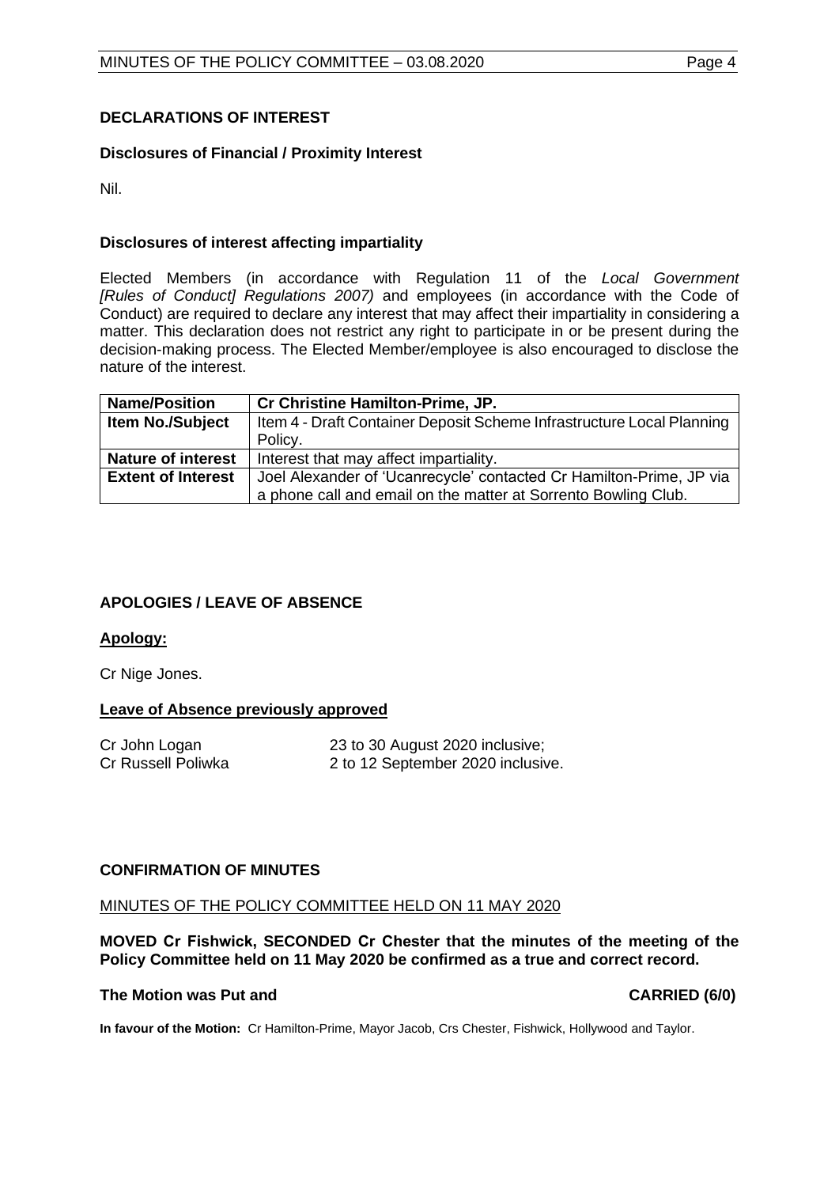## DECLARATIONS OF INTEREST

### Disclosures of Financial / Proximity Interest

Nil.

### Disclosures of interest affecting impartiality

Elected Members (in accordance with Regulation 11 of the *Local Government [Rules of Conduct] Regulations 2007)* and employees (in accordance with the Code of Conduct) are required to declare any interest that may affect their impartiality in considering a matter. This declaration does not restrict any right to participate in or be present during the decision-making process. The Elected Member/employee is also encouraged to disclose the nature of the interest.

| **Name/Position** | **Cr Christine Hamilton-Prime, JP.** |
| --- | --- |
| **Item No./Subject** | Item 4 - Draft Container Deposit Scheme Infrastructure Local Planning Policy. |
| **Nature of interest** | Interest that may affect impartiality. |
| **Extent of Interest** | Joel Alexander of 'Ucanrecycle' contacted Cr Hamilton-Prime, JP via a phone call and email on the matter at Sorrento Bowling Club. |

## APOLOGIES / LEAVE OF ABSENCE

### Apology:

Cr Nige Jones.

### Leave of Absence previously approved

Cr John Logan 23 to 30 August 2020 inclusive;
Cr Russell Poliwka 2 to 12 September 2020 inclusive.

## CONFIRMATION OF MINUTES

MINUTES OF THE POLICY COMMITTEE HELD ON 11 MAY 2020

**MOVED Cr Fishwick, SECONDED Cr Chester that the minutes of the meeting of the Policy Committee held on 11 May 2020 be confirmed as a true and correct record.**

**The Motion was Put and CARRIED (6/0)**

**In favour of the Motion:** Cr Hamilton-Prime, Mayor Jacob, Crs Chester, Fishwick, Hollywood and Taylor.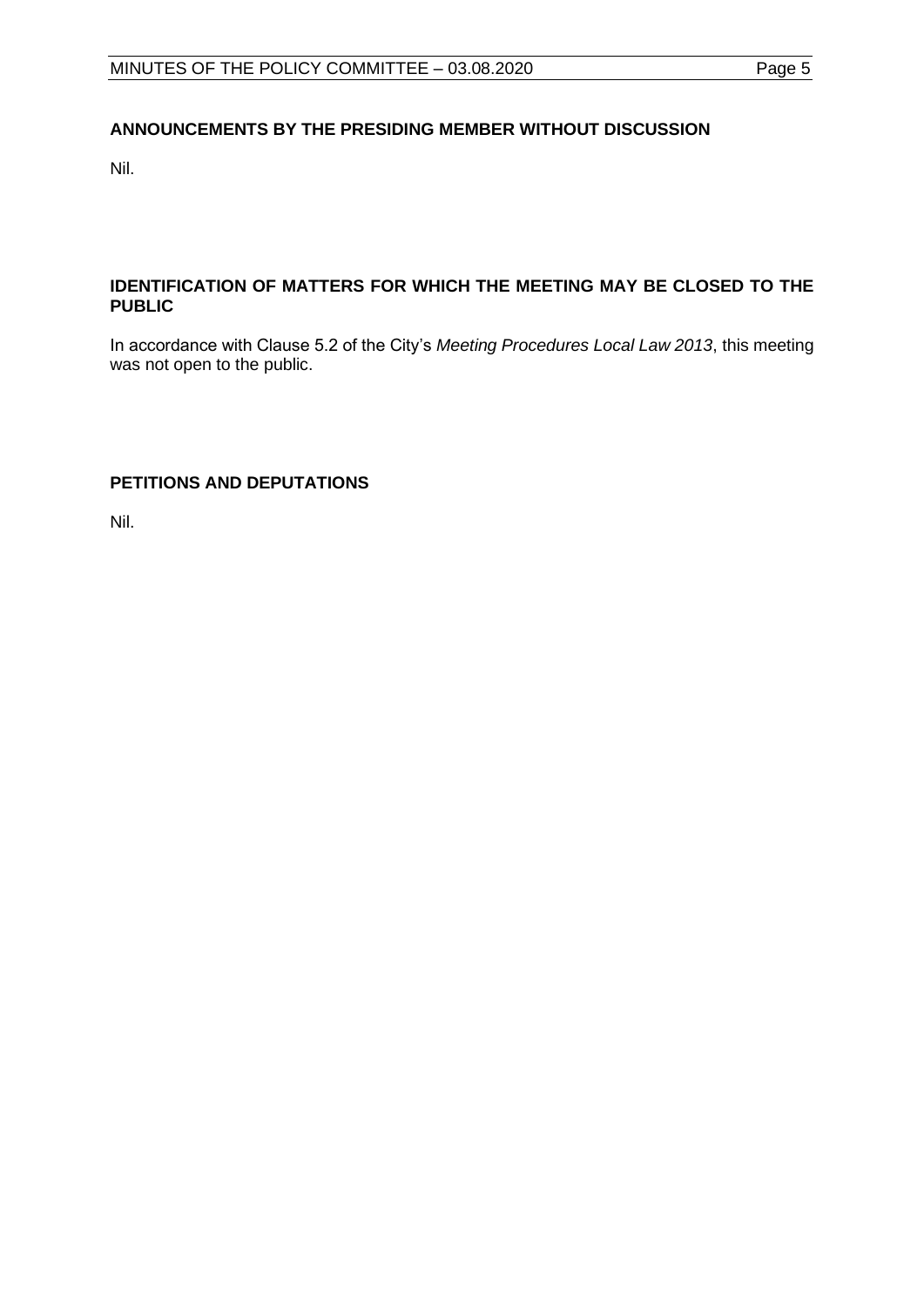## ANNOUNCEMENTS BY THE PRESIDING MEMBER WITHOUT DISCUSSION

Nil.

## IDENTIFICATION OF MATTERS FOR WHICH THE MEETING MAY BE CLOSED TO THE PUBLIC

In accordance with Clause 5.2 of the City's *Meeting Procedures Local Law 2013*, this meeting was not open to the public.

## PETITIONS AND DEPUTATIONS

Nil.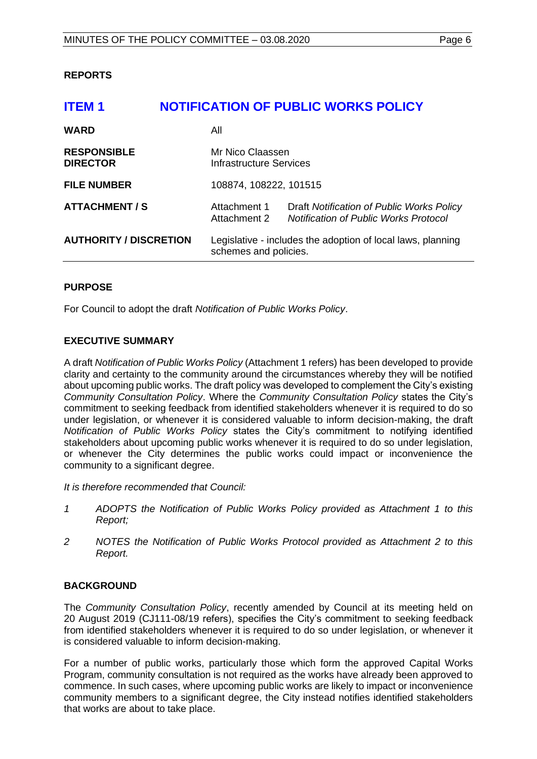**REPORTS**

# ITEM 1 NOTIFICATION OF PUBLIC WORKS POLICY

| | |
|---|---|
| **WARD** | All |
| **RESPONSIBLE DIRECTOR** | Mr Nico Claassen<br>Infrastructure Services |
| **FILE NUMBER** | 108874, 108222, 101515 |
| **ATTACHMENT / S** | Attachment 1 Draft *Notification of Public Works Policy*<br>Attachment 2 *Notification of Public Works Protocol* |
| **AUTHORITY / DISCRETION** | Legislative - includes the adoption of local laws, planning schemes and policies. |

**PURPOSE**

For Council to adopt the draft *Notification of Public Works Policy*.

**EXECUTIVE SUMMARY**

A draft *Notification of Public Works Policy* (Attachment 1 refers) has been developed to provide clarity and certainty to the community around the circumstances whereby they will be notified about upcoming public works. The draft policy was developed to complement the City's existing *Community Consultation Policy*. Where the *Community Consultation Policy* states the City's commitment to seeking feedback from identified stakeholders whenever it is required to do so under legislation, or whenever it is considered valuable to inform decision-making, the draft *Notification of Public Works Policy* states the City's commitment to notifying identified stakeholders about upcoming public works whenever it is required to do so under legislation, or whenever the City determines the public works could impact or inconvenience the community to a significant degree.

*It is therefore recommended that Council:*

*1 ADOPTS the Notification of Public Works Policy provided as Attachment 1 to this Report;*

*2 NOTES the Notification of Public Works Protocol provided as Attachment 2 to this Report.*

**BACKGROUND**

The *Community Consultation Policy*, recently amended by Council at its meeting held on 20 August 2019 (CJ111-08/19 refers), specifies the City's commitment to seeking feedback from identified stakeholders whenever it is required to do so under legislation, or whenever it is considered valuable to inform decision-making.

For a number of public works, particularly those which form the approved Capital Works Program, community consultation is not required as the works have already been approved to commence. In such cases, where upcoming public works are likely to impact or inconvenience community members to a significant degree, the City instead notifies identified stakeholders that works are about to take place.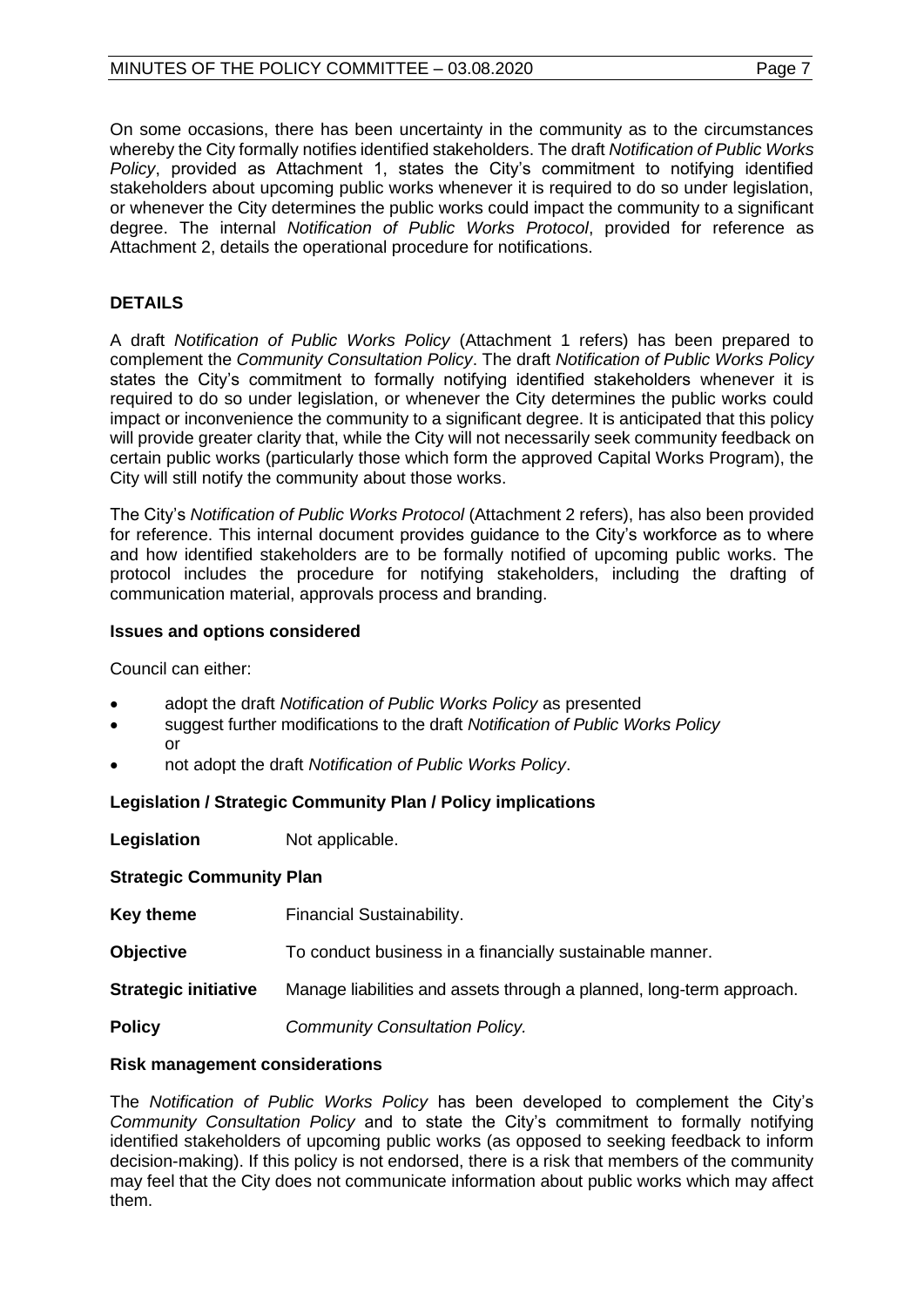On some occasions, there has been uncertainty in the community as to the circumstances whereby the City formally notifies identified stakeholders. The draft *Notification of Public Works Policy*, provided as Attachment 1, states the City's commitment to notifying identified stakeholders about upcoming public works whenever it is required to do so under legislation, or whenever the City determines the public works could impact the community to a significant degree. The internal *Notification of Public Works Protocol*, provided for reference as Attachment 2, details the operational procedure for notifications.

## DETAILS

A draft *Notification of Public Works Policy* (Attachment 1 refers) has been prepared to complement the *Community Consultation Policy*. The draft *Notification of Public Works Policy* states the City's commitment to formally notifying identified stakeholders whenever it is required to do so under legislation, or whenever the City determines the public works could impact or inconvenience the community to a significant degree. It is anticipated that this policy will provide greater clarity that, while the City will not necessarily seek community feedback on certain public works (particularly those which form the approved Capital Works Program), the City will still notify the community about those works.

The City's *Notification of Public Works Protocol* (Attachment 2 refers), has also been provided for reference. This internal document provides guidance to the City's workforce as to where and how identified stakeholders are to be formally notified of upcoming public works. The protocol includes the procedure for notifying stakeholders, including the drafting of communication material, approvals process and branding.

### Issues and options considered

Council can either:

- adopt the draft *Notification of Public Works Policy* as presented
- suggest further modifications to the draft *Notification of Public Works Policy* or
- not adopt the draft *Notification of Public Works Policy*.

### Legislation / Strategic Community Plan / Policy implications

**Legislation** Not applicable.

**Strategic Community Plan**

**Key theme** Financial Sustainability.

**Objective** To conduct business in a financially sustainable manner.

**Strategic initiative** Manage liabilities and assets through a planned, long-term approach.

**Policy** *Community Consultation Policy.*

### Risk management considerations

The *Notification of Public Works Policy* has been developed to complement the City's *Community Consultation Policy* and to state the City's commitment to formally notifying identified stakeholders of upcoming public works (as opposed to seeking feedback to inform decision-making). If this policy is not endorsed, there is a risk that members of the community may feel that the City does not communicate information about public works which may affect them.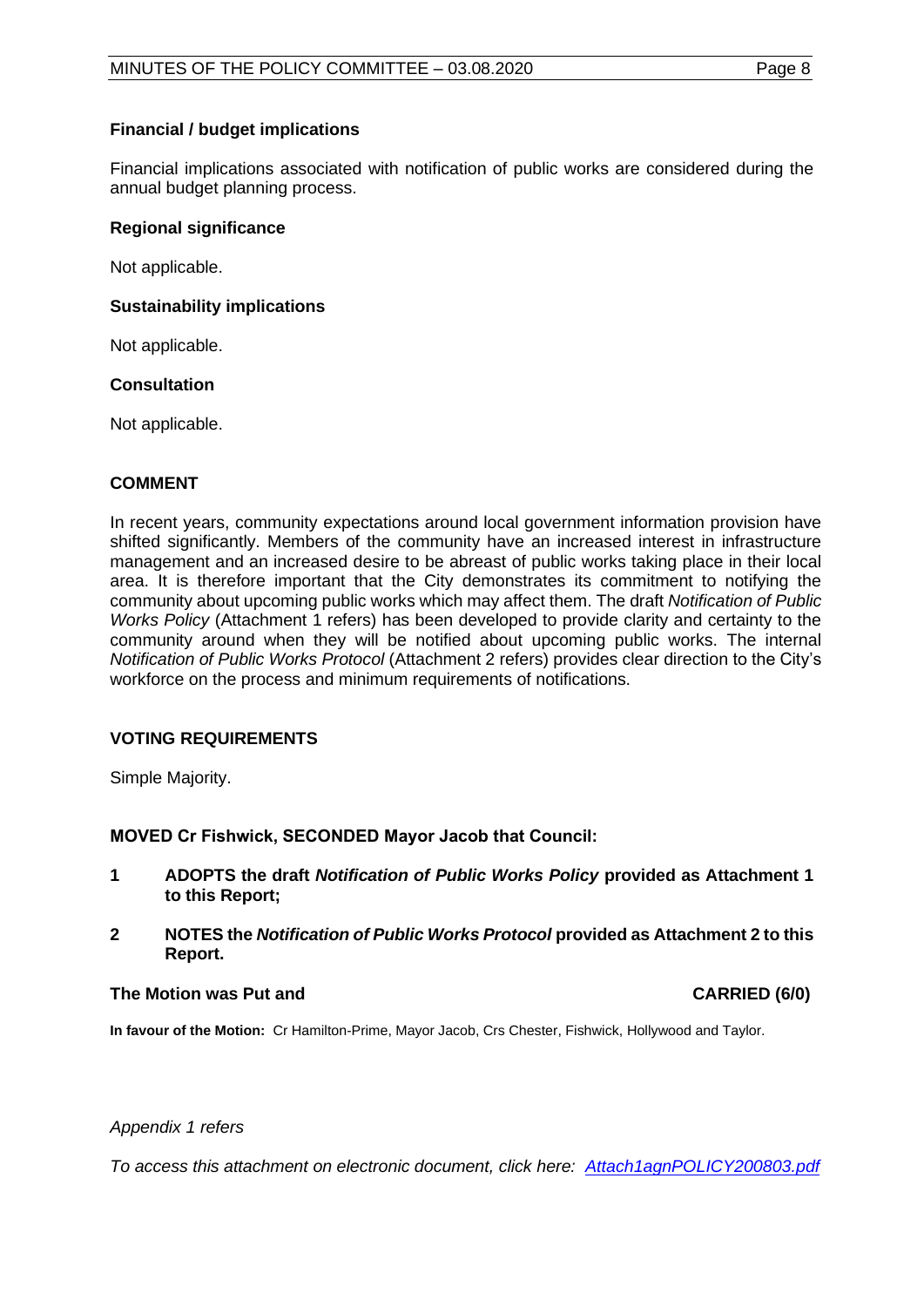**Financial / budget implications**

Financial implications associated with notification of public works are considered during the annual budget planning process.

**Regional significance**

Not applicable.

**Sustainability implications**

Not applicable.

**Consultation**

Not applicable.

## COMMENT

In recent years, community expectations around local government information provision have shifted significantly. Members of the community have an increased interest in infrastructure management and an increased desire to be abreast of public works taking place in their local area. It is therefore important that the City demonstrates its commitment to notifying the community about upcoming public works which may affect them. The draft *Notification of Public Works Policy* (Attachment 1 refers) has been developed to provide clarity and certainty to the community around when they will be notified about upcoming public works. The internal *Notification of Public Works Protocol* (Attachment 2 refers) provides clear direction to the City's workforce on the process and minimum requirements of notifications.

## VOTING REQUIREMENTS

Simple Majority.

**MOVED Cr Fishwick, SECONDED Mayor Jacob that Council:**

1. **ADOPTS the draft *Notification of Public Works Policy* provided as Attachment 1 to this Report;**
2. **NOTES the *Notification of Public Works Protocol* provided as Attachment 2 to this Report.**

**The Motion was Put and CARRIED (6/0)**

**In favour of the Motion:** Cr Hamilton-Prime, Mayor Jacob, Crs Chester, Fishwick, Hollywood and Taylor.

*Appendix 1 refers*

*To access this attachment on electronic document, click here: Attach1agnPOLICY200803.pdf*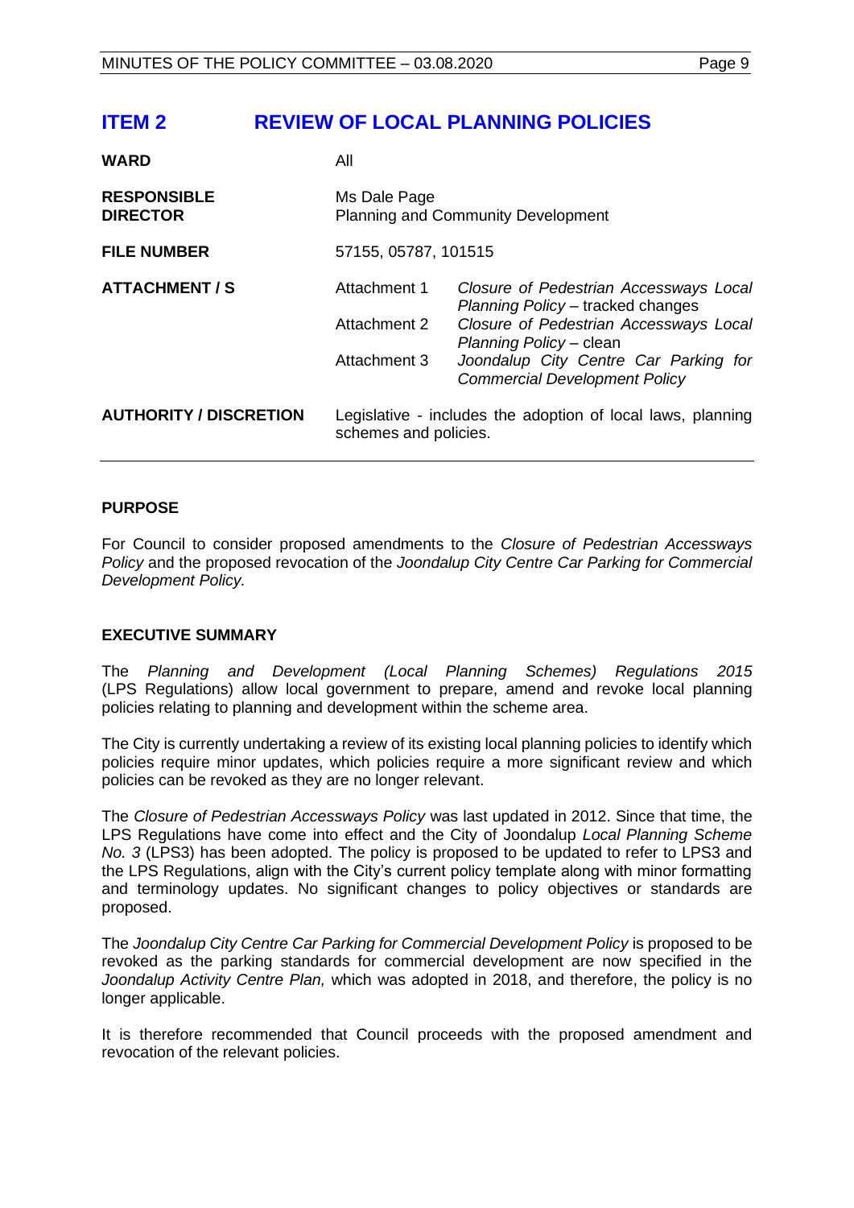# ITEM 2 REVIEW OF LOCAL PLANNING POLICIES

| | | |
|---|---|---|
| **WARD** | All | |
| **RESPONSIBLE DIRECTOR** | Ms Dale Page<br>Planning and Community Development | |
| **FILE NUMBER** | 57155, 05787, 101515 | |
| **ATTACHMENT / S** | Attachment 1 | *Closure of Pedestrian Accessways Local Planning Policy* – tracked changes |
| | Attachment 2 | *Closure of Pedestrian Accessways Local Planning Policy* – clean |
| | Attachment 3 | *Joondalup City Centre Car Parking for Commercial Development Policy* |
| **AUTHORITY / DISCRETION** | Legislative - includes the adoption of local laws, planning schemes and policies. | |

## PURPOSE

For Council to consider proposed amendments to the *Closure of Pedestrian Accessways Policy* and the proposed revocation of the *Joondalup City Centre Car Parking for Commercial Development Policy.*

## EXECUTIVE SUMMARY

The *Planning and Development (Local Planning Schemes) Regulations 2015* (LPS Regulations) allow local government to prepare, amend and revoke local planning policies relating to planning and development within the scheme area.

The City is currently undertaking a review of its existing local planning policies to identify which policies require minor updates, which policies require a more significant review and which policies can be revoked as they are no longer relevant.

The *Closure of Pedestrian Accessways Policy* was last updated in 2012. Since that time, the LPS Regulations have come into effect and the City of Joondalup *Local Planning Scheme No. 3* (LPS3) has been adopted. The policy is proposed to be updated to refer to LPS3 and the LPS Regulations, align with the City's current policy template along with minor formatting and terminology updates. No significant changes to policy objectives or standards are proposed.

The *Joondalup City Centre Car Parking for Commercial Development Policy* is proposed to be revoked as the parking standards for commercial development are now specified in the *Joondalup Activity Centre Plan,* which was adopted in 2018, and therefore, the policy is no longer applicable.

It is therefore recommended that Council proceeds with the proposed amendment and revocation of the relevant policies.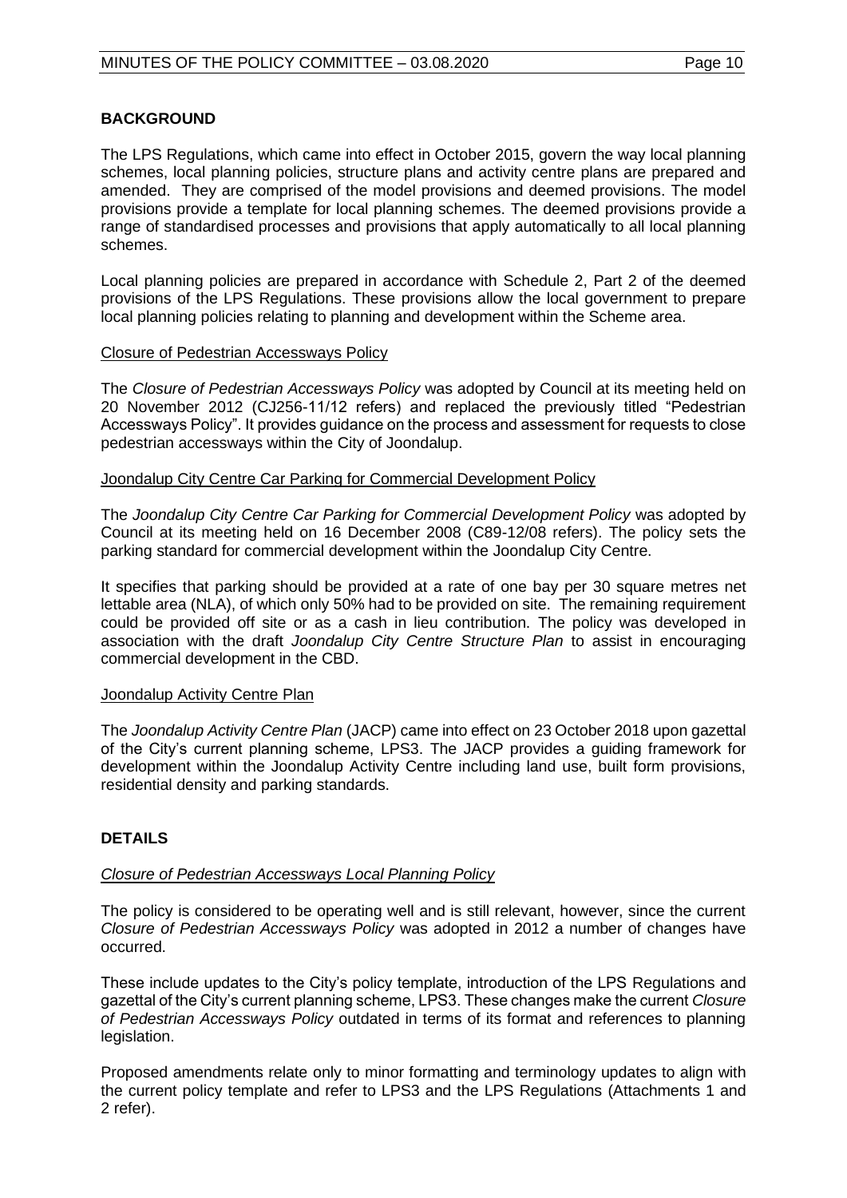## BACKGROUND

The LPS Regulations, which came into effect in October 2015, govern the way local planning schemes, local planning policies, structure plans and activity centre plans are prepared and amended. They are comprised of the model provisions and deemed provisions. The model provisions provide a template for local planning schemes. The deemed provisions provide a range of standardised processes and provisions that apply automatically to all local planning schemes.

Local planning policies are prepared in accordance with Schedule 2, Part 2 of the deemed provisions of the LPS Regulations. These provisions allow the local government to prepare local planning policies relating to planning and development within the Scheme area.

Closure of Pedestrian Accessways Policy

The *Closure of Pedestrian Accessways Policy* was adopted by Council at its meeting held on 20 November 2012 (CJ256-11/12 refers) and replaced the previously titled "Pedestrian Accessways Policy". It provides guidance on the process and assessment for requests to close pedestrian accessways within the City of Joondalup.

Joondalup City Centre Car Parking for Commercial Development Policy

The *Joondalup City Centre Car Parking for Commercial Development Policy* was adopted by Council at its meeting held on 16 December 2008 (C89-12/08 refers). The policy sets the parking standard for commercial development within the Joondalup City Centre.

It specifies that parking should be provided at a rate of one bay per 30 square metres net lettable area (NLA), of which only 50% had to be provided on site. The remaining requirement could be provided off site or as a cash in lieu contribution. The policy was developed in association with the draft *Joondalup City Centre Structure Plan* to assist in encouraging commercial development in the CBD.

Joondalup Activity Centre Plan

The *Joondalup Activity Centre Plan* (JACP) came into effect on 23 October 2018 upon gazettal of the City's current planning scheme, LPS3. The JACP provides a guiding framework for development within the Joondalup Activity Centre including land use, built form provisions, residential density and parking standards.

## DETAILS

*Closure of Pedestrian Accessways Local Planning Policy*

The policy is considered to be operating well and is still relevant, however, since the current *Closure of Pedestrian Accessways Policy* was adopted in 2012 a number of changes have occurred.

These include updates to the City's policy template, introduction of the LPS Regulations and gazettal of the City's current planning scheme, LPS3. These changes make the current *Closure of Pedestrian Accessways Policy* outdated in terms of its format and references to planning legislation.

Proposed amendments relate only to minor formatting and terminology updates to align with the current policy template and refer to LPS3 and the LPS Regulations (Attachments 1 and 2 refer).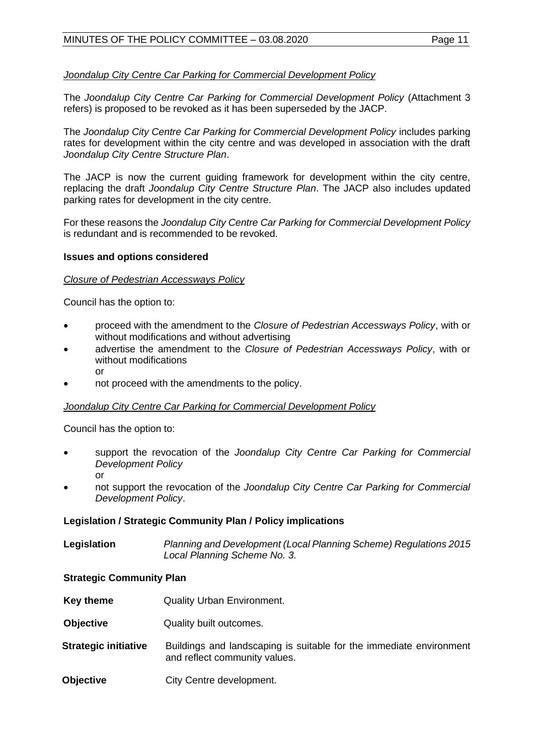*Joondalup City Centre Car Parking for Commercial Development Policy*

The *Joondalup City Centre Car Parking for Commercial Development Policy* (Attachment 3 refers) is proposed to be revoked as it has been superseded by the JACP.

The *Joondalup City Centre Car Parking for Commercial Development Policy* includes parking rates for development within the city centre and was developed in association with the draft *Joondalup City Centre Structure Plan*.

The JACP is now the current guiding framework for development within the city centre, replacing the draft *Joondalup City Centre Structure Plan*. The JACP also includes updated parking rates for development in the city centre.

For these reasons the *Joondalup City Centre Car Parking for Commercial Development Policy* is redundant and is recommended to be revoked.

**Issues and options considered**

*Closure of Pedestrian Accessways Policy*

Council has the option to:

- proceed with the amendment to the *Closure of Pedestrian Accessways Policy*, with or without modifications and without advertising
- advertise the amendment to the *Closure of Pedestrian Accessways Policy*, with or without modifications
  or
- not proceed with the amendments to the policy.

*Joondalup City Centre Car Parking for Commercial Development Policy*

Council has the option to:

- support the revocation of the *Joondalup City Centre Car Parking for Commercial Development Policy*
  or
- not support the revocation of the *Joondalup City Centre Car Parking for Commercial Development Policy*.

**Legislation / Strategic Community Plan / Policy implications**

| | |
|---|---|
| **Legislation** | *Planning and Development (Local Planning Scheme) Regulations 2015* *Local Planning Scheme No. 3.* |

**Strategic Community Plan**

| | |
|---|---|
| **Key theme** | Quality Urban Environment. |
| **Objective** | Quality built outcomes. |
| **Strategic initiative** | Buildings and landscaping is suitable for the immediate environment and reflect community values. |
| **Objective** | City Centre development. |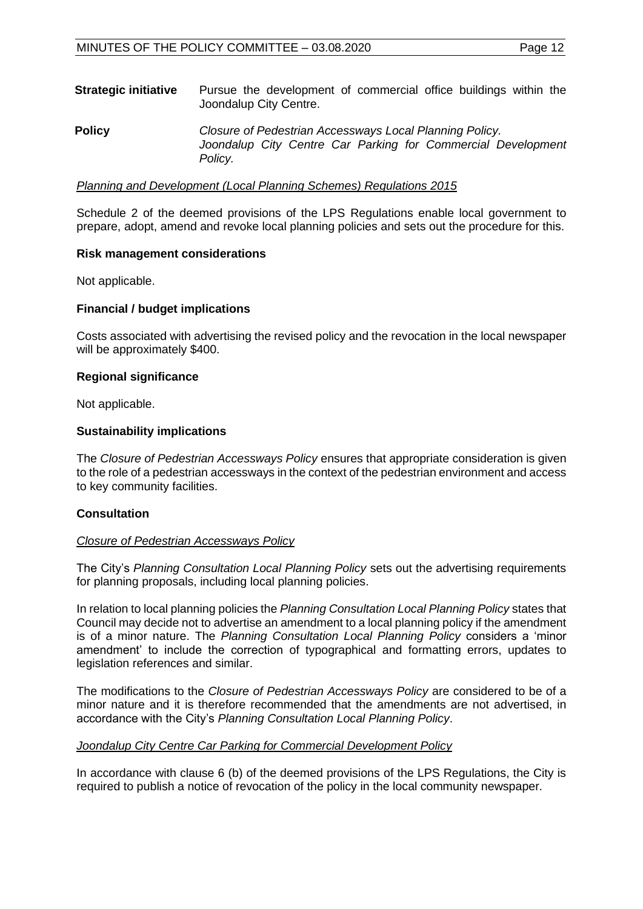| | |
|---|---|
| **Strategic initiative** | Pursue the development of commercial office buildings within the Joondalup City Centre. |
| **Policy** | *Closure of Pedestrian Accessways Local Planning Policy.* *Joondalup City Centre Car Parking for Commercial Development Policy.* |

*Planning and Development (Local Planning Schemes) Regulations 2015*

Schedule 2 of the deemed provisions of the LPS Regulations enable local government to prepare, adopt, amend and revoke local planning policies and sets out the procedure for this.

**Risk management considerations**

Not applicable.

**Financial / budget implications**

Costs associated with advertising the revised policy and the revocation in the local newspaper will be approximately $400.

**Regional significance**

Not applicable.

**Sustainability implications**

The *Closure of Pedestrian Accessways Policy* ensures that appropriate consideration is given to the role of a pedestrian accessways in the context of the pedestrian environment and access to key community facilities.

**Consultation**

*Closure of Pedestrian Accessways Policy*

The City's *Planning Consultation Local Planning Policy* sets out the advertising requirements for planning proposals, including local planning policies.

In relation to local planning policies the *Planning Consultation Local Planning Policy* states that Council may decide not to advertise an amendment to a local planning policy if the amendment is of a minor nature. The *Planning Consultation Local Planning Policy* considers a 'minor amendment' to include the correction of typographical and formatting errors, updates to legislation references and similar.

The modifications to the *Closure of Pedestrian Accessways Policy* are considered to be of a minor nature and it is therefore recommended that the amendments are not advertised, in accordance with the City's *Planning Consultation Local Planning Policy*.

*Joondalup City Centre Car Parking for Commercial Development Policy*

In accordance with clause 6 (b) of the deemed provisions of the LPS Regulations, the City is required to publish a notice of revocation of the policy in the local community newspaper.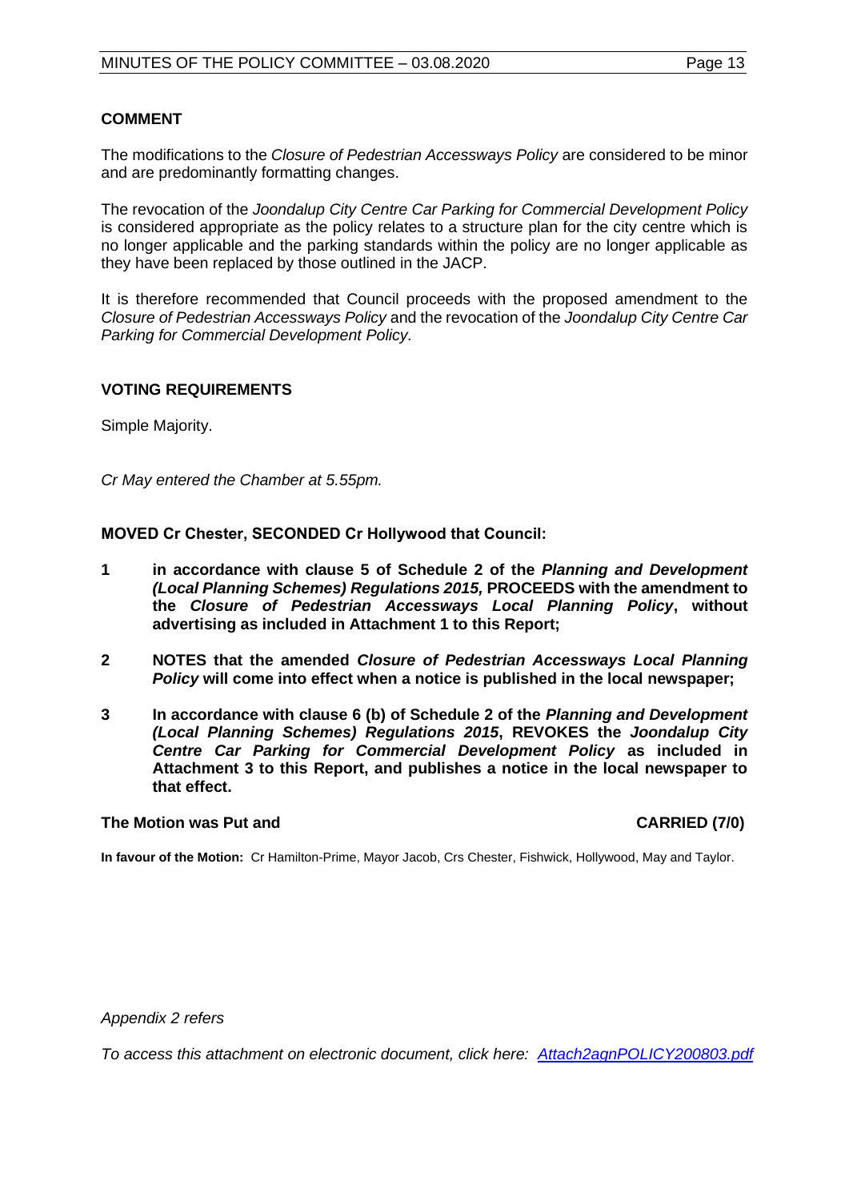### COMMENT

The modifications to the *Closure of Pedestrian Accessways Policy* are considered to be minor and are predominantly formatting changes.

The revocation of the *Joondalup City Centre Car Parking for Commercial Development Policy* is considered appropriate as the policy relates to a structure plan for the city centre which is no longer applicable and the parking standards within the policy are no longer applicable as they have been replaced by those outlined in the JACP.

It is therefore recommended that Council proceeds with the proposed amendment to the *Closure of Pedestrian Accessways Policy* and the revocation of the *Joondalup City Centre Car Parking for Commercial Development Policy.*

### VOTING REQUIREMENTS

Simple Majority.

*Cr May entered the Chamber at 5.55pm.*

**MOVED Cr Chester, SECONDED Cr Hollywood that Council:**

**1 in accordance with clause 5 of Schedule 2 of the *Planning and Development (Local Planning Schemes) Regulations 2015,* PROCEEDS with the amendment to the *Closure of Pedestrian Accessways Local Planning Policy*, without advertising as included in Attachment 1 to this Report;**

**2 NOTES that the amended *Closure of Pedestrian Accessways Local Planning Policy* will come into effect when a notice is published in the local newspaper;**

**3 In accordance with clause 6 (b) of Schedule 2 of the *Planning and Development (Local Planning Schemes) Regulations 2015*, REVOKES the *Joondalup City Centre Car Parking for Commercial Development Policy* as included in Attachment 3 to this Report, and publishes a notice in the local newspaper to that effect.**

**The Motion was Put and CARRIED (7/0)**

**In favour of the Motion:** Cr Hamilton-Prime, Mayor Jacob, Crs Chester, Fishwick, Hollywood, May and Taylor.

*Appendix 2 refers*

*To access this attachment on electronic document, click here: Attach2agnPOLICY200803.pdf*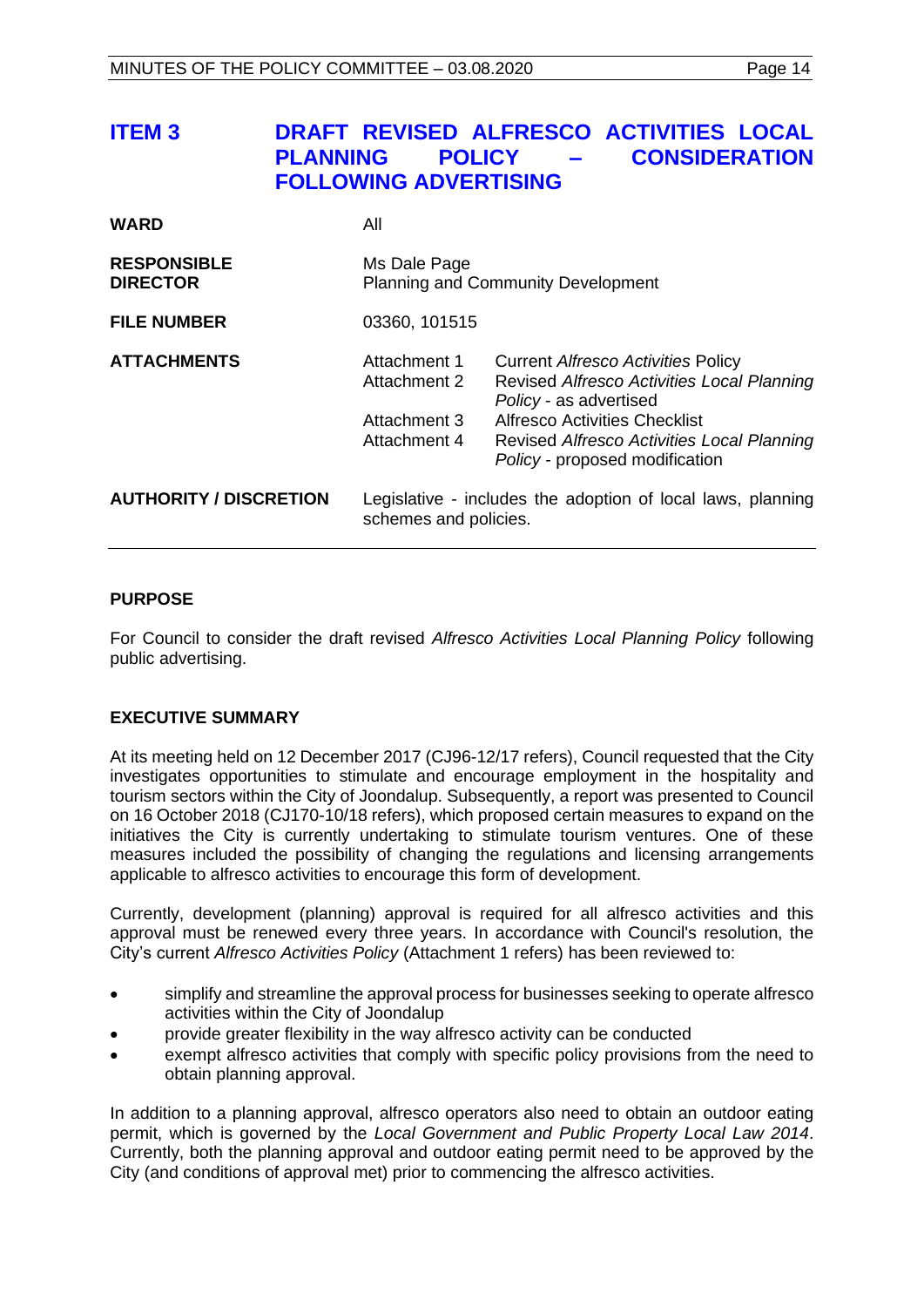# ITEM 3 DRAFT REVISED ALFRESCO ACTIVITIES LOCAL PLANNING POLICY – CONSIDERATION FOLLOWING ADVERTISING

| | | |
|---|---|---|
| **WARD** | All | |
| **RESPONSIBLE DIRECTOR** | Ms Dale Page<br>Planning and Community Development | |
| **FILE NUMBER** | 03360, 101515 | |
| **ATTACHMENTS** | Attachment 1 | Current *Alfresco Activities* Policy |
| | Attachment 2 | Revised *Alfresco Activities Local Planning Policy* - as advertised |
| | Attachment 3 | Alfresco Activities Checklist |
| | Attachment 4 | Revised *Alfresco Activities Local Planning Policy* - proposed modification |
| **AUTHORITY / DISCRETION** | Legislative - includes the adoption of local laws, planning schemes and policies. | |

## PURPOSE

For Council to consider the draft revised *Alfresco Activities Local Planning Policy* following public advertising.

## EXECUTIVE SUMMARY

At its meeting held on 12 December 2017 (CJ96-12/17 refers), Council requested that the City investigates opportunities to stimulate and encourage employment in the hospitality and tourism sectors within the City of Joondalup. Subsequently, a report was presented to Council on 16 October 2018 (CJ170-10/18 refers), which proposed certain measures to expand on the initiatives the City is currently undertaking to stimulate tourism ventures. One of these measures included the possibility of changing the regulations and licensing arrangements applicable to alfresco activities to encourage this form of development.

Currently, development (planning) approval is required for all alfresco activities and this approval must be renewed every three years. In accordance with Council's resolution, the City's current *Alfresco Activities Policy* (Attachment 1 refers) has been reviewed to:

- simplify and streamline the approval process for businesses seeking to operate alfresco activities within the City of Joondalup
- provide greater flexibility in the way alfresco activity can be conducted
- exempt alfresco activities that comply with specific policy provisions from the need to obtain planning approval.

In addition to a planning approval, alfresco operators also need to obtain an outdoor eating permit, which is governed by the *Local Government and Public Property Local Law 2014*. Currently, both the planning approval and outdoor eating permit need to be approved by the City (and conditions of approval met) prior to commencing the alfresco activities.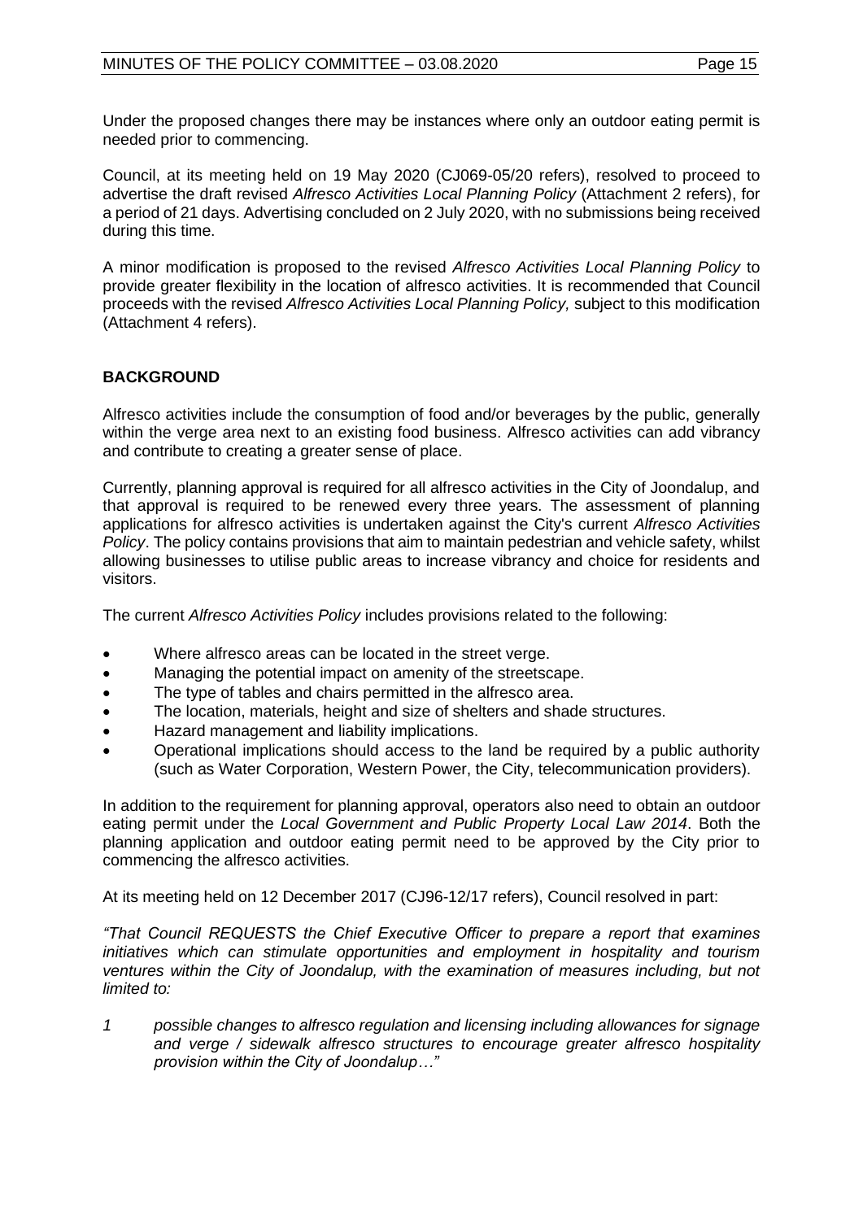Under the proposed changes there may be instances where only an outdoor eating permit is needed prior to commencing.

Council, at its meeting held on 19 May 2020 (CJ069-05/20 refers), resolved to proceed to advertise the draft revised *Alfresco Activities Local Planning Policy* (Attachment 2 refers), for a period of 21 days. Advertising concluded on 2 July 2020, with no submissions being received during this time.

A minor modification is proposed to the revised *Alfresco Activities Local Planning Policy* to provide greater flexibility in the location of alfresco activities. It is recommended that Council proceeds with the revised *Alfresco Activities Local Planning Policy,* subject to this modification (Attachment 4 refers).

## BACKGROUND

Alfresco activities include the consumption of food and/or beverages by the public, generally within the verge area next to an existing food business. Alfresco activities can add vibrancy and contribute to creating a greater sense of place.

Currently, planning approval is required for all alfresco activities in the City of Joondalup, and that approval is required to be renewed every three years. The assessment of planning applications for alfresco activities is undertaken against the City's current *Alfresco Activities Policy*. The policy contains provisions that aim to maintain pedestrian and vehicle safety, whilst allowing businesses to utilise public areas to increase vibrancy and choice for residents and visitors.

The current *Alfresco Activities Policy* includes provisions related to the following:

- Where alfresco areas can be located in the street verge.
- Managing the potential impact on amenity of the streetscape.
- The type of tables and chairs permitted in the alfresco area.
- The location, materials, height and size of shelters and shade structures.
- Hazard management and liability implications.
- Operational implications should access to the land be required by a public authority (such as Water Corporation, Western Power, the City, telecommunication providers).

In addition to the requirement for planning approval, operators also need to obtain an outdoor eating permit under the *Local Government and Public Property Local Law 2014*. Both the planning application and outdoor eating permit need to be approved by the City prior to commencing the alfresco activities.

At its meeting held on 12 December 2017 (CJ96-12/17 refers), Council resolved in part:

*"That Council REQUESTS the Chief Executive Officer to prepare a report that examines initiatives which can stimulate opportunities and employment in hospitality and tourism ventures within the City of Joondalup, with the examination of measures including, but not limited to:*

*1 possible changes to alfresco regulation and licensing including allowances for signage and verge / sidewalk alfresco structures to encourage greater alfresco hospitality provision within the City of Joondalup…"*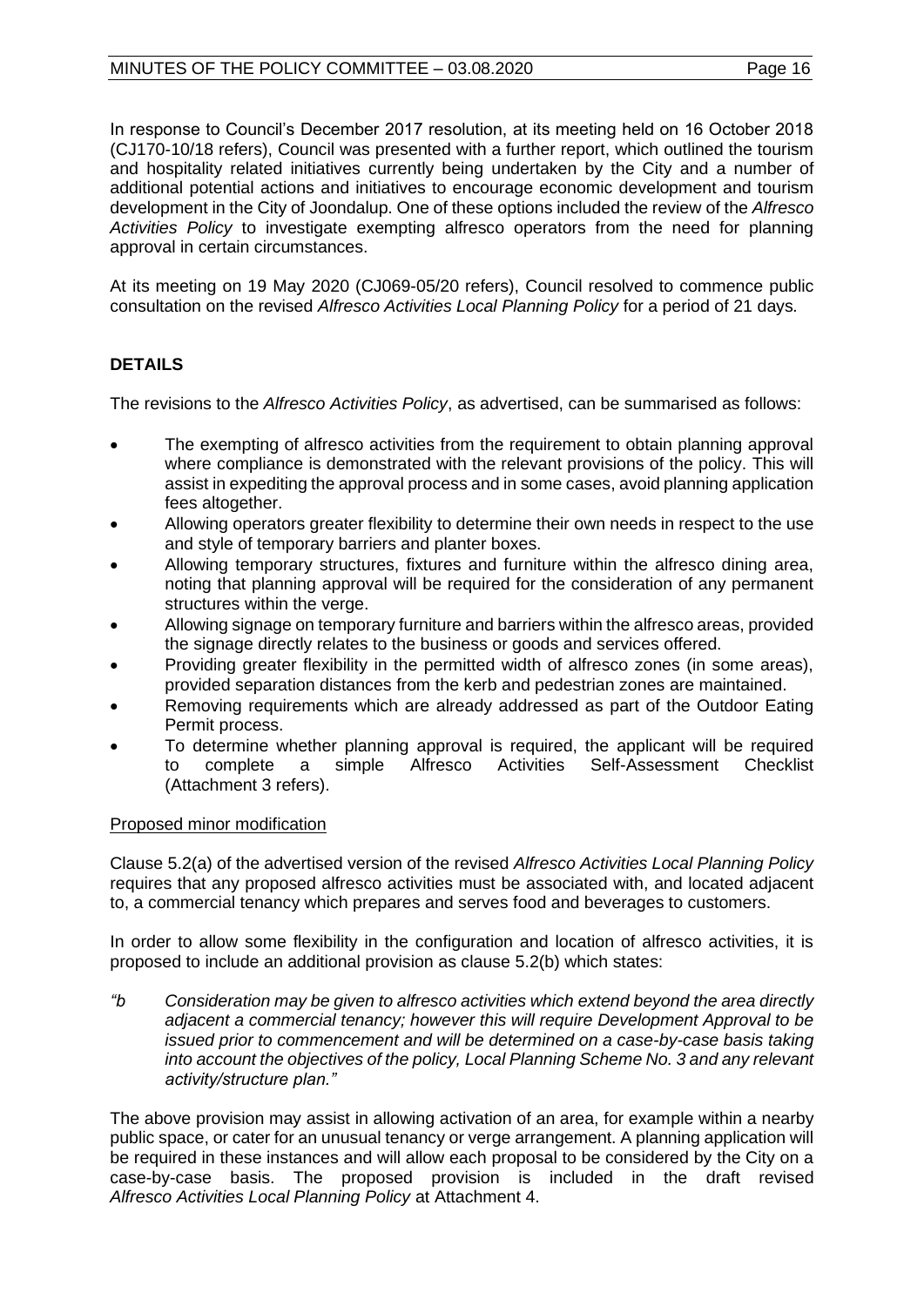In response to Council's December 2017 resolution, at its meeting held on 16 October 2018 (CJ170-10/18 refers), Council was presented with a further report, which outlined the tourism and hospitality related initiatives currently being undertaken by the City and a number of additional potential actions and initiatives to encourage economic development and tourism development in the City of Joondalup. One of these options included the review of the *Alfresco Activities Policy* to investigate exempting alfresco operators from the need for planning approval in certain circumstances.

At its meeting on 19 May 2020 (CJ069-05/20 refers), Council resolved to commence public consultation on the revised *Alfresco Activities Local Planning Policy* for a period of 21 days.

## DETAILS

The revisions to the *Alfresco Activities Policy*, as advertised, can be summarised as follows:

- The exempting of alfresco activities from the requirement to obtain planning approval where compliance is demonstrated with the relevant provisions of the policy. This will assist in expediting the approval process and in some cases, avoid planning application fees altogether.
- Allowing operators greater flexibility to determine their own needs in respect to the use and style of temporary barriers and planter boxes.
- Allowing temporary structures, fixtures and furniture within the alfresco dining area, noting that planning approval will be required for the consideration of any permanent structures within the verge.
- Allowing signage on temporary furniture and barriers within the alfresco areas, provided the signage directly relates to the business or goods and services offered.
- Providing greater flexibility in the permitted width of alfresco zones (in some areas), provided separation distances from the kerb and pedestrian zones are maintained.
- Removing requirements which are already addressed as part of the Outdoor Eating Permit process.
- To determine whether planning approval is required, the applicant will be required to complete a simple Alfresco Activities Self-Assessment Checklist (Attachment 3 refers).

<u>Proposed minor modification</u>

Clause 5.2(a) of the advertised version of the revised *Alfresco Activities Local Planning Policy* requires that any proposed alfresco activities must be associated with, and located adjacent to, a commercial tenancy which prepares and serves food and beverages to customers.

In order to allow some flexibility in the configuration and location of alfresco activities, it is proposed to include an additional provision as clause 5.2(b) which states:

*"b Consideration may be given to alfresco activities which extend beyond the area directly adjacent a commercial tenancy; however this will require Development Approval to be issued prior to commencement and will be determined on a case-by-case basis taking into account the objectives of the policy, Local Planning Scheme No. 3 and any relevant activity/structure plan."*

The above provision may assist in allowing activation of an area, for example within a nearby public space, or cater for an unusual tenancy or verge arrangement. A planning application will be required in these instances and will allow each proposal to be considered by the City on a case-by-case basis. The proposed provision is included in the draft revised *Alfresco Activities Local Planning Policy* at Attachment 4.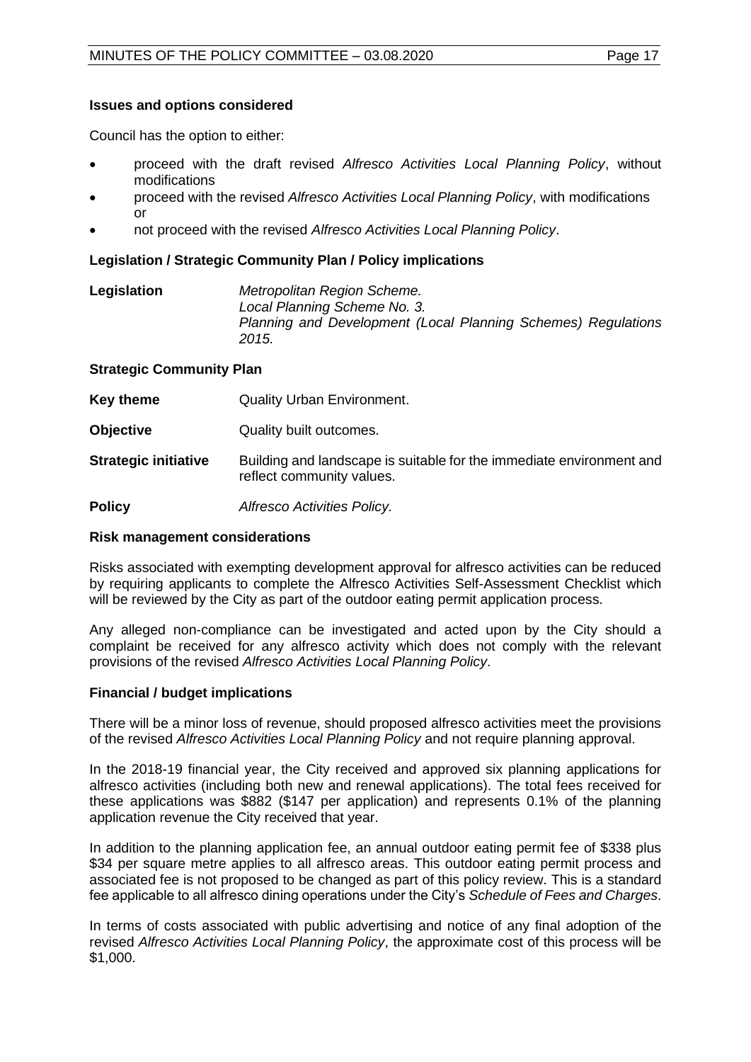**Issues and options considered**

Council has the option to either:

- proceed with the draft revised *Alfresco Activities Local Planning Policy*, without modifications
- proceed with the revised *Alfresco Activities Local Planning Policy*, with modifications or
- not proceed with the revised *Alfresco Activities Local Planning Policy*.

**Legislation / Strategic Community Plan / Policy implications**

| | |
|---|---|
| **Legislation** | *Metropolitan Region Scheme.*<br>*Local Planning Scheme No. 3.*<br>*Planning and Development (Local Planning Schemes) Regulations 2015.* |

**Strategic Community Plan**

| | |
|---|---|
| **Key theme** | Quality Urban Environment. |
| **Objective** | Quality built outcomes. |
| **Strategic initiative** | Building and landscape is suitable for the immediate environment and reflect community values. |
| **Policy** | *Alfresco Activities Policy.* |

**Risk management considerations**

Risks associated with exempting development approval for alfresco activities can be reduced by requiring applicants to complete the Alfresco Activities Self-Assessment Checklist which will be reviewed by the City as part of the outdoor eating permit application process.

Any alleged non-compliance can be investigated and acted upon by the City should a complaint be received for any alfresco activity which does not comply with the relevant provisions of the revised *Alfresco Activities Local Planning Policy*.

**Financial / budget implications**

There will be a minor loss of revenue, should proposed alfresco activities meet the provisions of the revised *Alfresco Activities Local Planning Policy* and not require planning approval.

In the 2018-19 financial year, the City received and approved six planning applications for alfresco activities (including both new and renewal applications). The total fees received for these applications was $882 ($147 per application) and represents 0.1% of the planning application revenue the City received that year.

In addition to the planning application fee, an annual outdoor eating permit fee of $338 plus $34 per square metre applies to all alfresco areas. This outdoor eating permit process and associated fee is not proposed to be changed as part of this policy review. This is a standard fee applicable to all alfresco dining operations under the City's *Schedule of Fees and Charges*.

In terms of costs associated with public advertising and notice of any final adoption of the revised *Alfresco Activities Local Planning Policy*, the approximate cost of this process will be $1,000.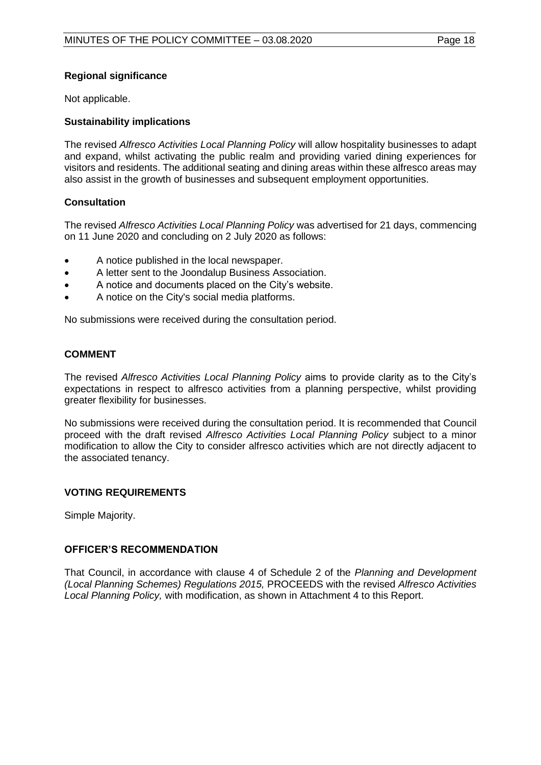### Regional significance

Not applicable.

### Sustainability implications

The revised *Alfresco Activities Local Planning Policy* will allow hospitality businesses to adapt and expand, whilst activating the public realm and providing varied dining experiences for visitors and residents. The additional seating and dining areas within these alfresco areas may also assist in the growth of businesses and subsequent employment opportunities.

### Consultation

The revised *Alfresco Activities Local Planning Policy* was advertised for 21 days, commencing on 11 June 2020 and concluding on 2 July 2020 as follows:

- A notice published in the local newspaper.
- A letter sent to the Joondalup Business Association.
- A notice and documents placed on the City's website.
- A notice on the City's social media platforms.

No submissions were received during the consultation period.

## COMMENT

The revised *Alfresco Activities Local Planning Policy* aims to provide clarity as to the City's expectations in respect to alfresco activities from a planning perspective, whilst providing greater flexibility for businesses.

No submissions were received during the consultation period. It is recommended that Council proceed with the draft revised *Alfresco Activities Local Planning Policy* subject to a minor modification to allow the City to consider alfresco activities which are not directly adjacent to the associated tenancy.

## VOTING REQUIREMENTS

Simple Majority.

## OFFICER'S RECOMMENDATION

That Council, in accordance with clause 4 of Schedule 2 of the *Planning and Development (Local Planning Schemes) Regulations 2015,* PROCEEDS with the revised *Alfresco Activities Local Planning Policy,* with modification, as shown in Attachment 4 to this Report.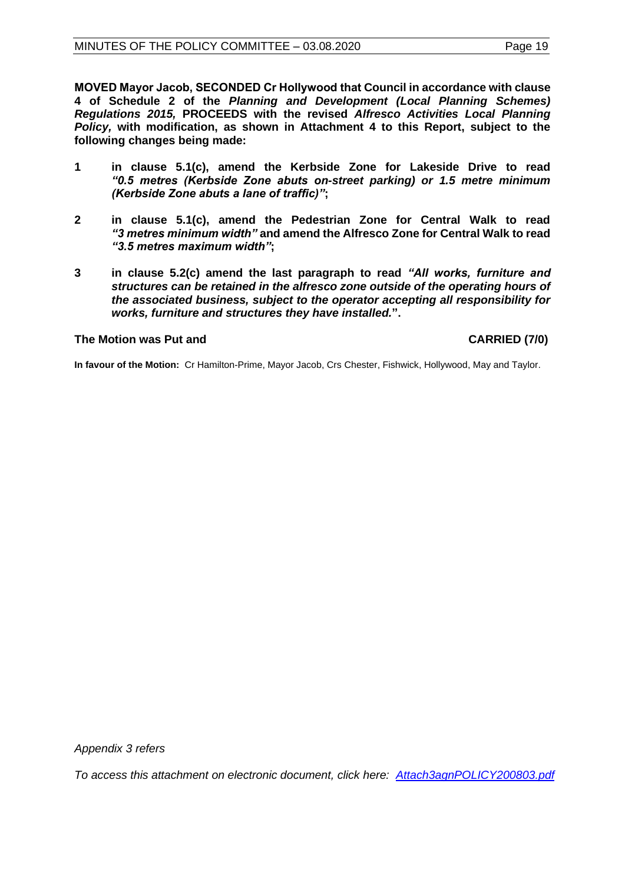**MOVED Mayor Jacob, SECONDED Cr Hollywood that Council in accordance with clause 4 of Schedule 2 of the *Planning and Development (Local Planning Schemes) Regulations 2015,* PROCEEDS with the revised *Alfresco Activities Local Planning Policy,* with modification, as shown in Attachment 4 to this Report, subject to the following changes being made:**

**1 in clause 5.1(c), amend the Kerbside Zone for Lakeside Drive to read *"0.5 metres (Kerbside Zone abuts on-street parking) or 1.5 metre minimum (Kerbside Zone abuts a lane of traffic)"*;**

**2 in clause 5.1(c), amend the Pedestrian Zone for Central Walk to read *"3 metres minimum width"* and amend the Alfresco Zone for Central Walk to read *"3.5 metres maximum width"*;**

**3 in clause 5.2(c) amend the last paragraph to read *"All works, furniture and structures can be retained in the alfresco zone outside of the operating hours of the associated business, subject to the operator accepting all responsibility for works, furniture and structures they have installed."*.**

**The Motion was Put and CARRIED (7/0)**

**In favour of the Motion:** Cr Hamilton-Prime, Mayor Jacob, Crs Chester, Fishwick, Hollywood, May and Taylor.

*Appendix 3 refers*

*To access this attachment on electronic document, click here: Attach3agnPOLICY200803.pdf*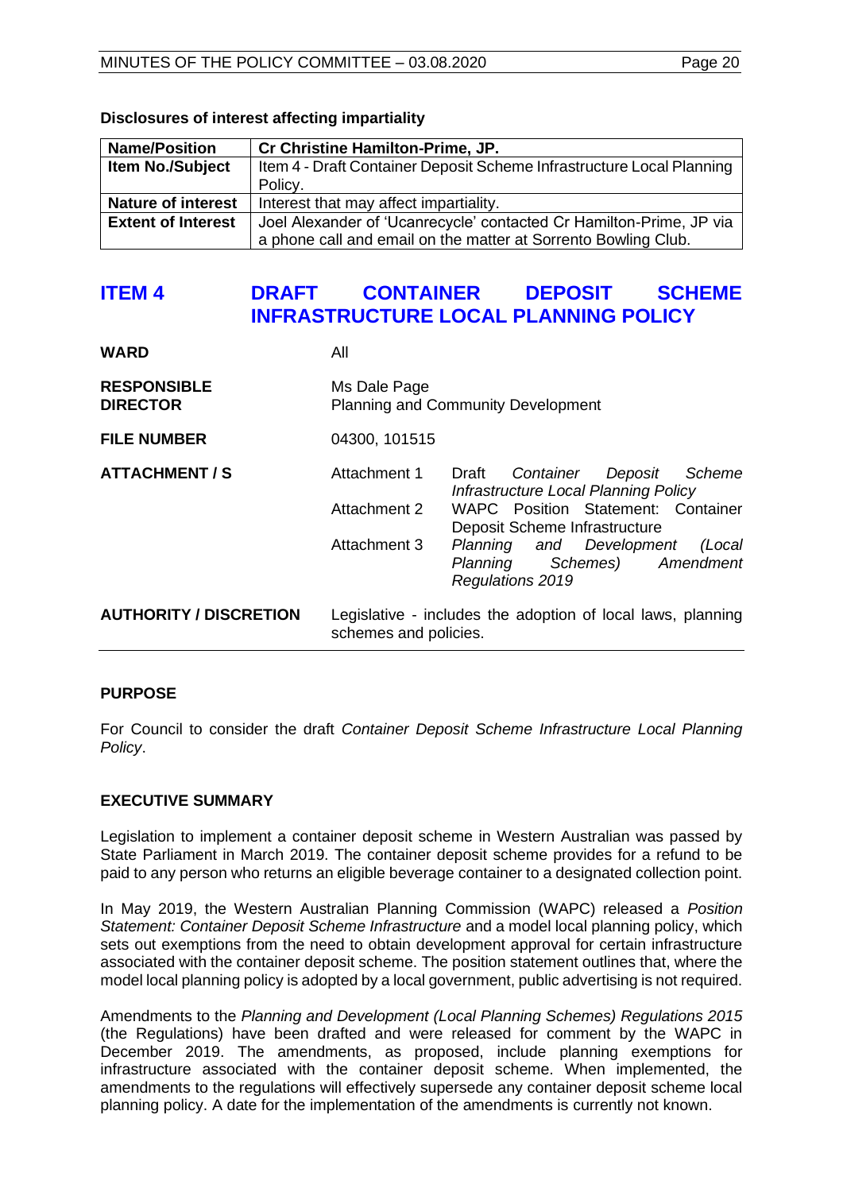**Disclosures of interest affecting impartiality**

| **Name/Position** | **Cr Christine Hamilton-Prime, JP.** |
|---|---|
| **Item No./Subject** | Item 4 - Draft Container Deposit Scheme Infrastructure Local Planning Policy. |
| **Nature of interest** | Interest that may affect impartiality. |
| **Extent of Interest** | Joel Alexander of 'Ucanrecycle' contacted Cr Hamilton-Prime, JP via a phone call and email on the matter at Sorrento Bowling Club. |

## ITEM 4 DRAFT CONTAINER DEPOSIT SCHEME INFRASTRUCTURE LOCAL PLANNING POLICY

| | |
|---|---|
| **WARD** | All |
| **RESPONSIBLE DIRECTOR** | Ms Dale Page<br>Planning and Community Development |
| **FILE NUMBER** | 04300, 101515 |
| **ATTACHMENT / S** | Attachment 1 Draft *Container Deposit Scheme Infrastructure Local Planning Policy*<br>Attachment 2 WAPC Position Statement: Container Deposit Scheme Infrastructure<br>Attachment 3 *Planning and Development (Local Planning Schemes) Amendment Regulations 2019* |
| **AUTHORITY / DISCRETION** | Legislative - includes the adoption of local laws, planning schemes and policies. |

**PURPOSE**

For Council to consider the draft *Container Deposit Scheme Infrastructure Local Planning Policy*.

**EXECUTIVE SUMMARY**

Legislation to implement a container deposit scheme in Western Australian was passed by State Parliament in March 2019. The container deposit scheme provides for a refund to be paid to any person who returns an eligible beverage container to a designated collection point.

In May 2019, the Western Australian Planning Commission (WAPC) released a *Position Statement: Container Deposit Scheme Infrastructure* and a model local planning policy, which sets out exemptions from the need to obtain development approval for certain infrastructure associated with the container deposit scheme. The position statement outlines that, where the model local planning policy is adopted by a local government, public advertising is not required.

Amendments to the *Planning and Development (Local Planning Schemes) Regulations 2015* (the Regulations) have been drafted and were released for comment by the WAPC in December 2019. The amendments, as proposed, include planning exemptions for infrastructure associated with the container deposit scheme. When implemented, the amendments to the regulations will effectively supersede any container deposit scheme local planning policy. A date for the implementation of the amendments is currently not known.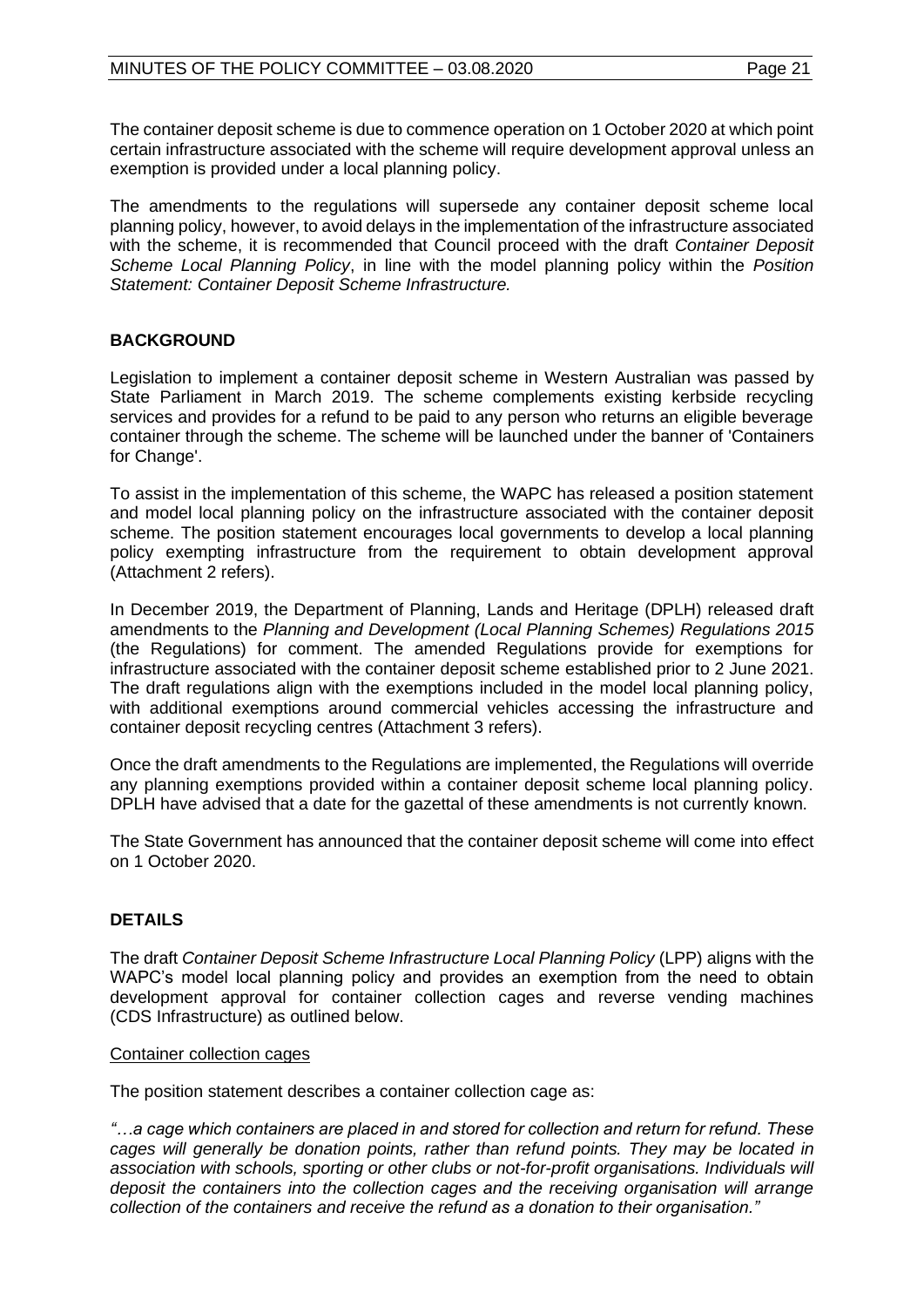The container deposit scheme is due to commence operation on 1 October 2020 at which point certain infrastructure associated with the scheme will require development approval unless an exemption is provided under a local planning policy.

The amendments to the regulations will supersede any container deposit scheme local planning policy, however, to avoid delays in the implementation of the infrastructure associated with the scheme, it is recommended that Council proceed with the draft *Container Deposit Scheme Local Planning Policy*, in line with the model planning policy within the *Position Statement: Container Deposit Scheme Infrastructure.*

## BACKGROUND

Legislation to implement a container deposit scheme in Western Australian was passed by State Parliament in March 2019. The scheme complements existing kerbside recycling services and provides for a refund to be paid to any person who returns an eligible beverage container through the scheme. The scheme will be launched under the banner of 'Containers for Change'.

To assist in the implementation of this scheme, the WAPC has released a position statement and model local planning policy on the infrastructure associated with the container deposit scheme. The position statement encourages local governments to develop a local planning policy exempting infrastructure from the requirement to obtain development approval (Attachment 2 refers).

In December 2019, the Department of Planning, Lands and Heritage (DPLH) released draft amendments to the *Planning and Development (Local Planning Schemes) Regulations 2015* (the Regulations) for comment. The amended Regulations provide for exemptions for infrastructure associated with the container deposit scheme established prior to 2 June 2021. The draft regulations align with the exemptions included in the model local planning policy, with additional exemptions around commercial vehicles accessing the infrastructure and container deposit recycling centres (Attachment 3 refers).

Once the draft amendments to the Regulations are implemented, the Regulations will override any planning exemptions provided within a container deposit scheme local planning policy. DPLH have advised that a date for the gazettal of these amendments is not currently known.

The State Government has announced that the container deposit scheme will come into effect on 1 October 2020.

## DETAILS

The draft *Container Deposit Scheme Infrastructure Local Planning Policy* (LPP) aligns with the WAPC's model local planning policy and provides an exemption from the need to obtain development approval for container collection cages and reverse vending machines (CDS Infrastructure) as outlined below.

<u>Container collection cages</u>

The position statement describes a container collection cage as:

*"…a cage which containers are placed in and stored for collection and return for refund. These cages will generally be donation points, rather than refund points. They may be located in association with schools, sporting or other clubs or not-for-profit organisations. Individuals will deposit the containers into the collection cages and the receiving organisation will arrange collection of the containers and receive the refund as a donation to their organisation."*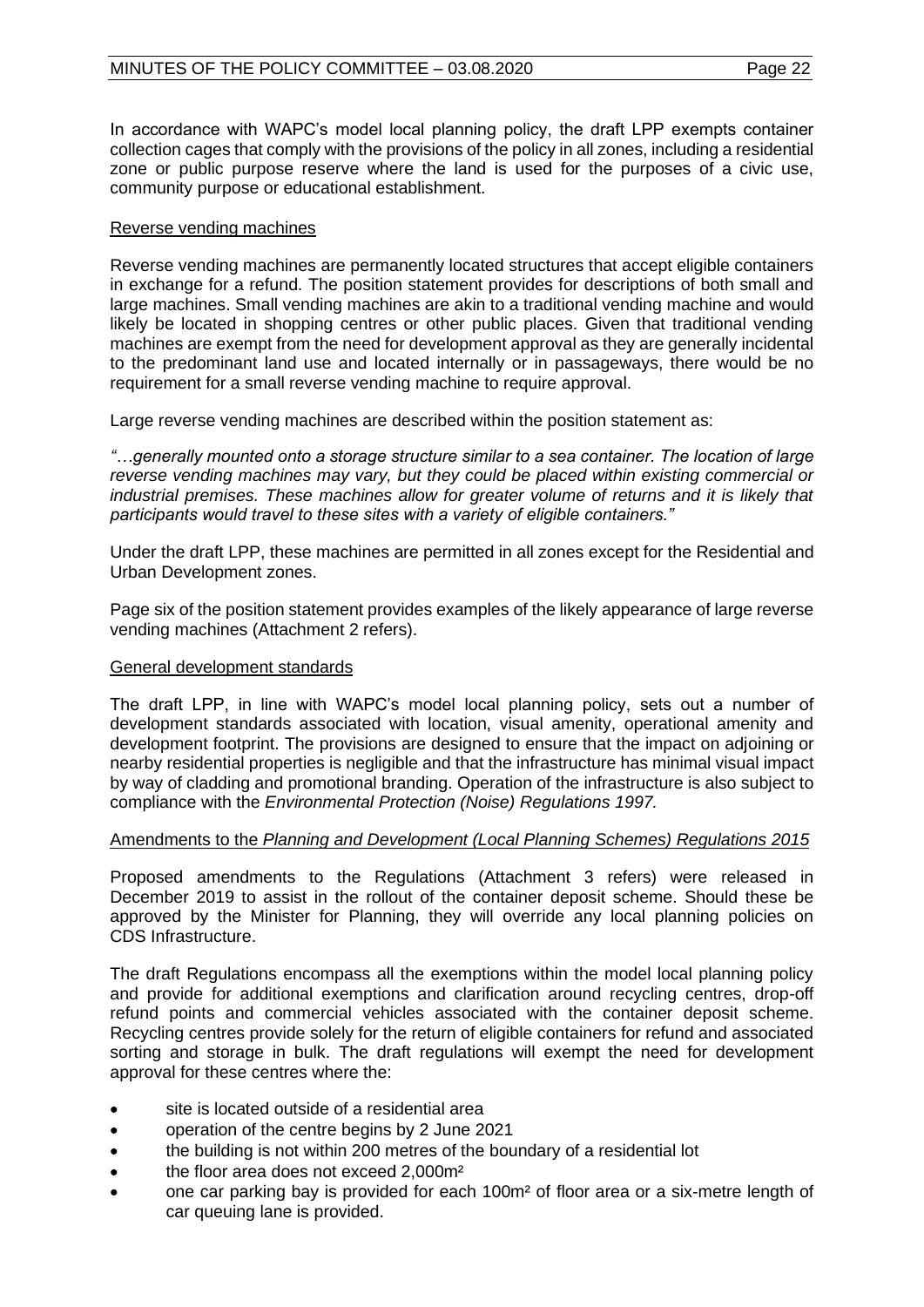In accordance with WAPC's model local planning policy, the draft LPP exempts container collection cages that comply with the provisions of the policy in all zones, including a residential zone or public purpose reserve where the land is used for the purposes of a civic use, community purpose or educational establishment.

<u>Reverse vending machines</u>

Reverse vending machines are permanently located structures that accept eligible containers in exchange for a refund. The position statement provides for descriptions of both small and large machines. Small vending machines are akin to a traditional vending machine and would likely be located in shopping centres or other public places. Given that traditional vending machines are exempt from the need for development approval as they are generally incidental to the predominant land use and located internally or in passageways, there would be no requirement for a small reverse vending machine to require approval.

Large reverse vending machines are described within the position statement as:

*"…generally mounted onto a storage structure similar to a sea container. The location of large reverse vending machines may vary, but they could be placed within existing commercial or industrial premises. These machines allow for greater volume of returns and it is likely that participants would travel to these sites with a variety of eligible containers."*

Under the draft LPP, these machines are permitted in all zones except for the Residential and Urban Development zones.

Page six of the position statement provides examples of the likely appearance of large reverse vending machines (Attachment 2 refers).

<u>General development standards</u>

The draft LPP, in line with WAPC's model local planning policy, sets out a number of development standards associated with location, visual amenity, operational amenity and development footprint. The provisions are designed to ensure that the impact on adjoining or nearby residential properties is negligible and that the infrastructure has minimal visual impact by way of cladding and promotional branding. Operation of the infrastructure is also subject to compliance with the *Environmental Protection (Noise) Regulations 1997.*

<u>Amendments to the *Planning and Development (Local Planning Schemes) Regulations 2015*</u>

Proposed amendments to the Regulations (Attachment 3 refers) were released in December 2019 to assist in the rollout of the container deposit scheme. Should these be approved by the Minister for Planning, they will override any local planning policies on CDS Infrastructure.

The draft Regulations encompass all the exemptions within the model local planning policy and provide for additional exemptions and clarification around recycling centres, drop-off refund points and commercial vehicles associated with the container deposit scheme. Recycling centres provide solely for the return of eligible containers for refund and associated sorting and storage in bulk. The draft regulations will exempt the need for development approval for these centres where the:

- site is located outside of a residential area
- operation of the centre begins by 2 June 2021
- the building is not within 200 metres of the boundary of a residential lot
- the floor area does not exceed 2,000m²
- one car parking bay is provided for each 100m² of floor area or a six-metre length of car queuing lane is provided.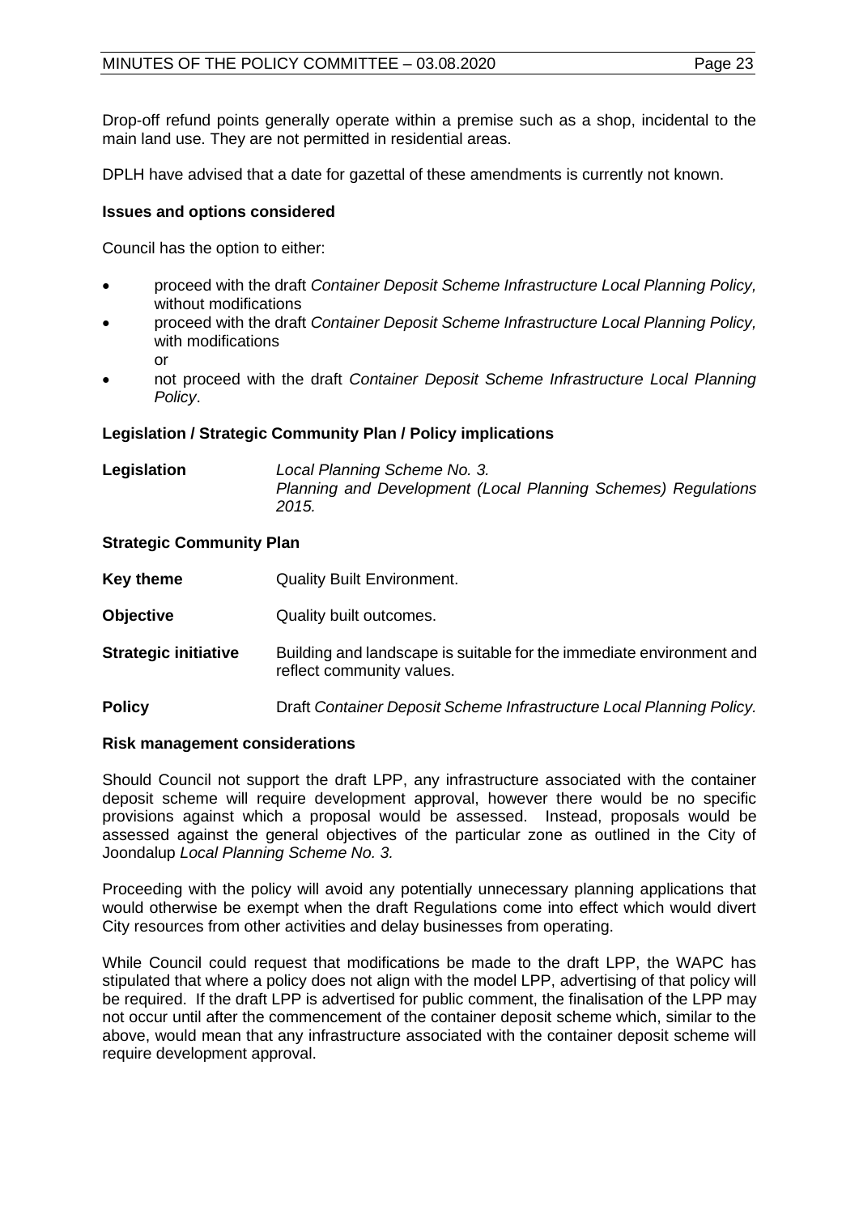Drop-off refund points generally operate within a premise such as a shop, incidental to the main land use. They are not permitted in residential areas.

DPLH have advised that a date for gazettal of these amendments is currently not known.

**Issues and options considered**

Council has the option to either:

- proceed with the draft *Container Deposit Scheme Infrastructure Local Planning Policy,* without modifications
- proceed with the draft *Container Deposit Scheme Infrastructure Local Planning Policy,* with modifications
  or
- not proceed with the draft *Container Deposit Scheme Infrastructure Local Planning Policy*.

**Legislation / Strategic Community Plan / Policy implications**

| | |
|---|---|
| **Legislation** | *Local Planning Scheme No. 3.* *Planning and Development (Local Planning Schemes) Regulations 2015.* |

**Strategic Community Plan**

| | |
|---|---|
| **Key theme** | Quality Built Environment. |
| **Objective** | Quality built outcomes. |
| **Strategic initiative** | Building and landscape is suitable for the immediate environment and reflect community values. |
| **Policy** | Draft *Container Deposit Scheme Infrastructure Local Planning Policy.* |

**Risk management considerations**

Should Council not support the draft LPP, any infrastructure associated with the container deposit scheme will require development approval, however there would be no specific provisions against which a proposal would be assessed. Instead, proposals would be assessed against the general objectives of the particular zone as outlined in the City of Joondalup *Local Planning Scheme No. 3.*

Proceeding with the policy will avoid any potentially unnecessary planning applications that would otherwise be exempt when the draft Regulations come into effect which would divert City resources from other activities and delay businesses from operating.

While Council could request that modifications be made to the draft LPP, the WAPC has stipulated that where a policy does not align with the model LPP, advertising of that policy will be required. If the draft LPP is advertised for public comment, the finalisation of the LPP may not occur until after the commencement of the container deposit scheme which, similar to the above, would mean that any infrastructure associated with the container deposit scheme will require development approval.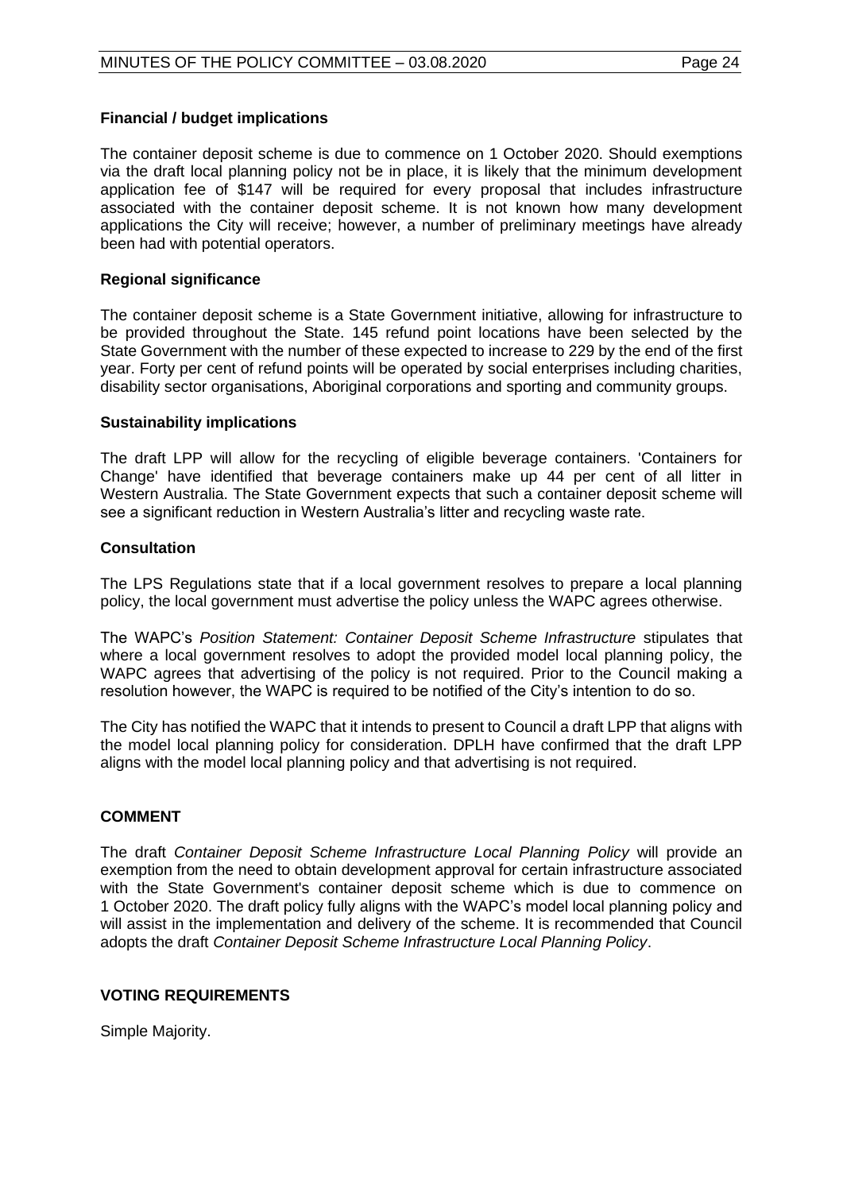**Financial / budget implications**

The container deposit scheme is due to commence on 1 October 2020. Should exemptions via the draft local planning policy not be in place, it is likely that the minimum development application fee of $147 will be required for every proposal that includes infrastructure associated with the container deposit scheme. It is not known how many development applications the City will receive; however, a number of preliminary meetings have already been had with potential operators.

**Regional significance**

The container deposit scheme is a State Government initiative, allowing for infrastructure to be provided throughout the State. 145 refund point locations have been selected by the State Government with the number of these expected to increase to 229 by the end of the first year. Forty per cent of refund points will be operated by social enterprises including charities, disability sector organisations, Aboriginal corporations and sporting and community groups.

**Sustainability implications**

The draft LPP will allow for the recycling of eligible beverage containers. 'Containers for Change' have identified that beverage containers make up 44 per cent of all litter in Western Australia. The State Government expects that such a container deposit scheme will see a significant reduction in Western Australia's litter and recycling waste rate.

**Consultation**

The LPS Regulations state that if a local government resolves to prepare a local planning policy, the local government must advertise the policy unless the WAPC agrees otherwise.

The WAPC's *Position Statement: Container Deposit Scheme Infrastructure* stipulates that where a local government resolves to adopt the provided model local planning policy, the WAPC agrees that advertising of the policy is not required. Prior to the Council making a resolution however, the WAPC is required to be notified of the City's intention to do so.

The City has notified the WAPC that it intends to present to Council a draft LPP that aligns with the model local planning policy for consideration. DPLH have confirmed that the draft LPP aligns with the model local planning policy and that advertising is not required.

## COMMENT

The draft *Container Deposit Scheme Infrastructure Local Planning Policy* will provide an exemption from the need to obtain development approval for certain infrastructure associated with the State Government's container deposit scheme which is due to commence on 1 October 2020. The draft policy fully aligns with the WAPC's model local planning policy and will assist in the implementation and delivery of the scheme. It is recommended that Council adopts the draft *Container Deposit Scheme Infrastructure Local Planning Policy*.

## VOTING REQUIREMENTS

Simple Majority.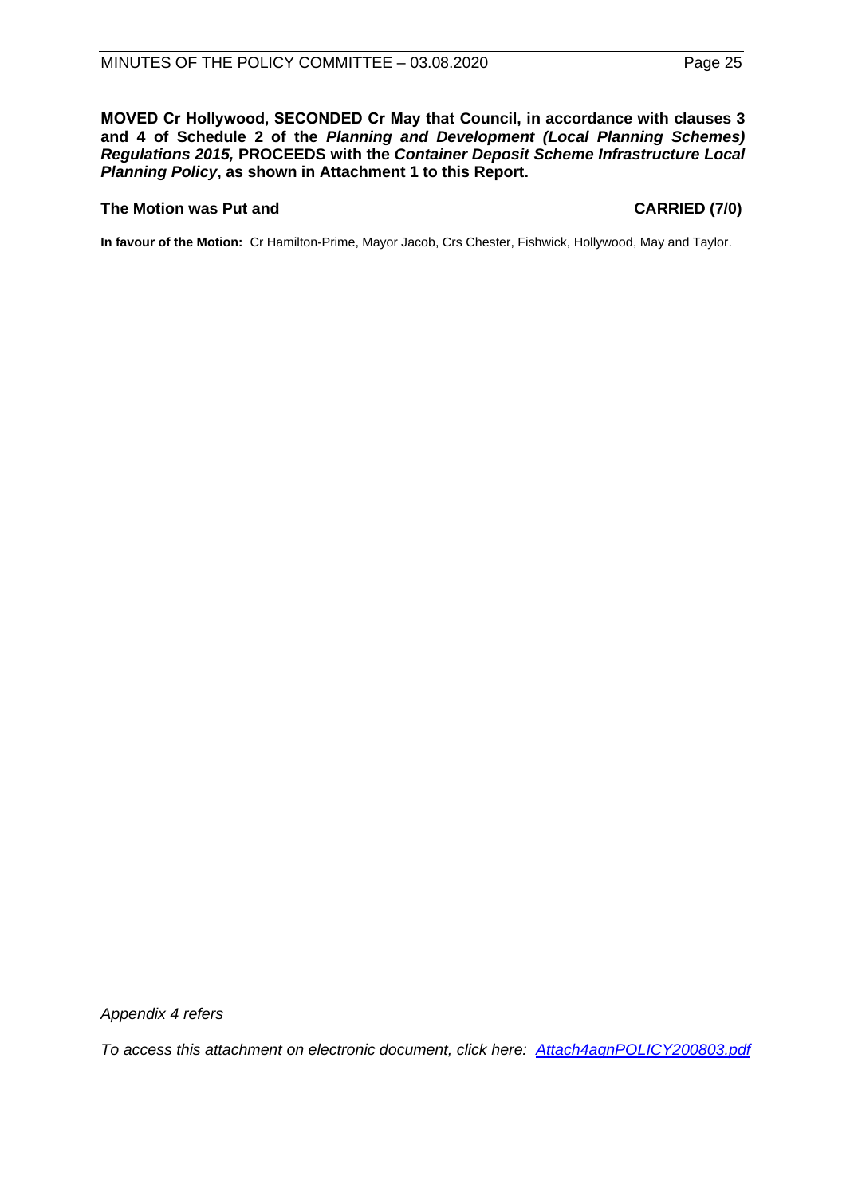**MOVED Cr Hollywood, SECONDED Cr May that Council, in accordance with clauses 3 and 4 of Schedule 2 of the *Planning and Development (Local Planning Schemes) Regulations 2015,* PROCEEDS with the *Container Deposit Scheme Infrastructure Local Planning Policy*, as shown in Attachment 1 to this Report.**

**The Motion was Put and** **CARRIED (7/0)**

**In favour of the Motion:** Cr Hamilton-Prime, Mayor Jacob, Crs Chester, Fishwick, Hollywood, May and Taylor.

*Appendix 4 refers*

*To access this attachment on electronic document, click here: [Attach4agnPOLICY200803.pdf](Attach4agnPOLICY200803.pdf)*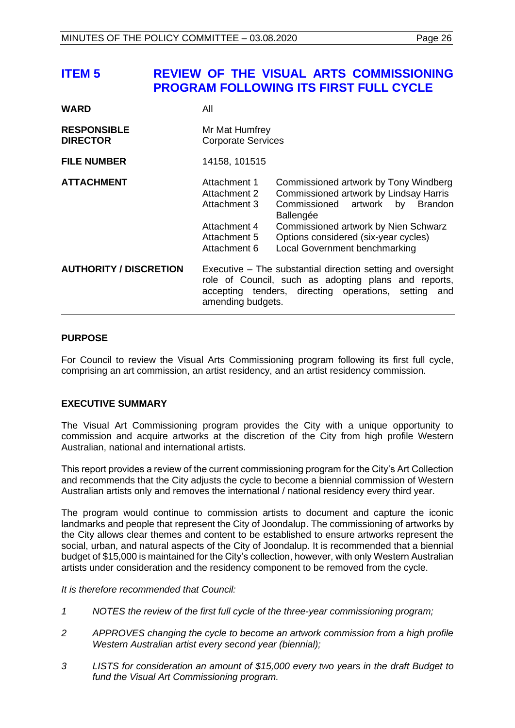## ITEM 5 REVIEW OF THE VISUAL ARTS COMMISSIONING PROGRAM FOLLOWING ITS FIRST FULL CYCLE

| | | |
|---|---|---|
| **WARD** | All | |
| **RESPONSIBLE DIRECTOR** | Mr Mat Humfrey<br>Corporate Services | |
| **FILE NUMBER** | 14158, 101515 | |
| **ATTACHMENT** | Attachment 1 | Commissioned artwork by Tony Windberg |
| | Attachment 2 | Commissioned artwork by Lindsay Harris |
| | Attachment 3 | Commissioned artwork by Brandon Ballengée |
| | Attachment 4 | Commissioned artwork by Nien Schwarz |
| | Attachment 5 | Options considered (six-year cycles) |
| | Attachment 6 | Local Government benchmarking |
| **AUTHORITY / DISCRETION** | Executive – The substantial direction setting and oversight role of Council, such as adopting plans and reports, accepting tenders, directing operations, setting and amending budgets. | |

### PURPOSE

For Council to review the Visual Arts Commissioning program following its first full cycle, comprising an art commission, an artist residency, and an artist residency commission.

### EXECUTIVE SUMMARY

The Visual Art Commissioning program provides the City with a unique opportunity to commission and acquire artworks at the discretion of the City from high profile Western Australian, national and international artists.

This report provides a review of the current commissioning program for the City's Art Collection and recommends that the City adjusts the cycle to become a biennial commission of Western Australian artists only and removes the international / national residency every third year.

The program would continue to commission artists to document and capture the iconic landmarks and people that represent the City of Joondalup. The commissioning of artworks by the City allows clear themes and content to be established to ensure artworks represent the social, urban, and natural aspects of the City of Joondalup. It is recommended that a biennial budget of $15,000 is maintained for the City's collection, however, with only Western Australian artists under consideration and the residency component to be removed from the cycle.

*It is therefore recommended that Council:*

1. *NOTES the review of the first full cycle of the three-year commissioning program;*
2. *APPROVES changing the cycle to become an artwork commission from a high profile Western Australian artist every second year (biennial);*
3. *LISTS for consideration an amount of $15,000 every two years in the draft Budget to fund the Visual Art Commissioning program.*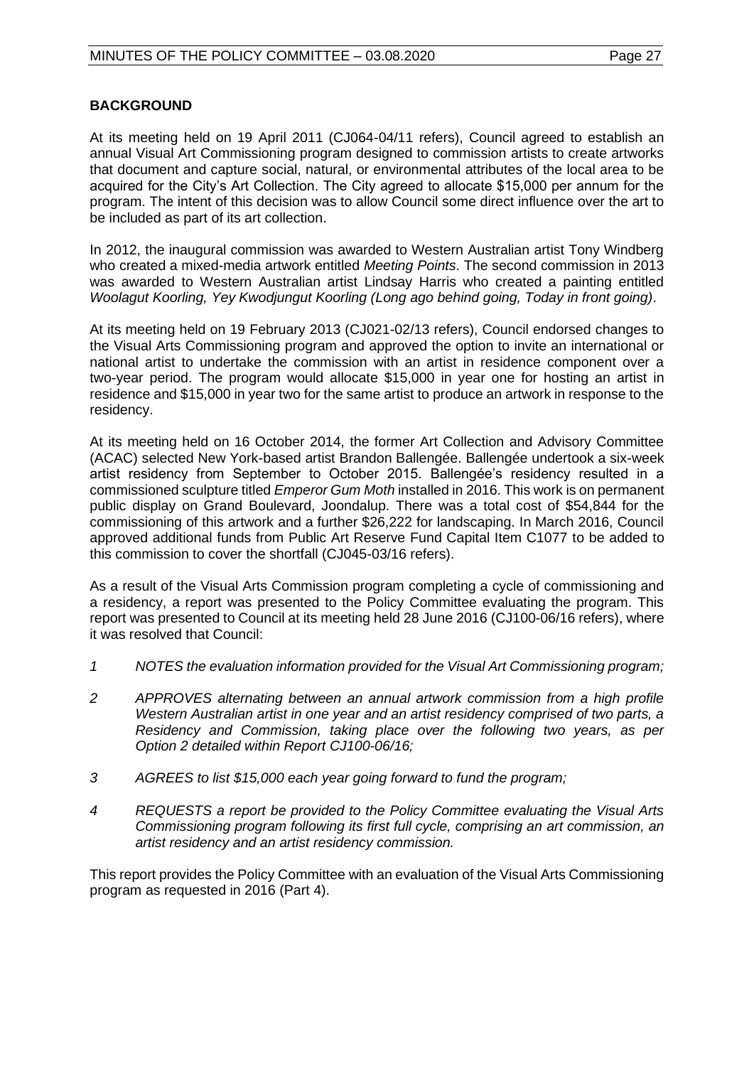## BACKGROUND

At its meeting held on 19 April 2011 (CJ064-04/11 refers), Council agreed to establish an annual Visual Art Commissioning program designed to commission artists to create artworks that document and capture social, natural, or environmental attributes of the local area to be acquired for the City's Art Collection. The City agreed to allocate $15,000 per annum for the program. The intent of this decision was to allow Council some direct influence over the art to be included as part of its art collection.

In 2012, the inaugural commission was awarded to Western Australian artist Tony Windberg who created a mixed-media artwork entitled *Meeting Points*. The second commission in 2013 was awarded to Western Australian artist Lindsay Harris who created a painting entitled *Woolagut Koorling, Yey Kwodjungut Koorling (Long ago behind going, Today in front going)*.

At its meeting held on 19 February 2013 (CJ021-02/13 refers), Council endorsed changes to the Visual Arts Commissioning program and approved the option to invite an international or national artist to undertake the commission with an artist in residence component over a two-year period. The program would allocate $15,000 in year one for hosting an artist in residence and $15,000 in year two for the same artist to produce an artwork in response to the residency.

At its meeting held on 16 October 2014, the former Art Collection and Advisory Committee (ACAC) selected New York-based artist Brandon Ballengée. Ballengée undertook a six-week artist residency from September to October 2015. Ballengée's residency resulted in a commissioned sculpture titled *Emperor Gum Moth* installed in 2016. This work is on permanent public display on Grand Boulevard, Joondalup. There was a total cost of $54,844 for the commissioning of this artwork and a further $26,222 for landscaping. In March 2016, Council approved additional funds from Public Art Reserve Fund Capital Item C1077 to be added to this commission to cover the shortfall (CJ045-03/16 refers).

As a result of the Visual Arts Commission program completing a cycle of commissioning and a residency, a report was presented to the Policy Committee evaluating the program. This report was presented to Council at its meeting held 28 June 2016 (CJ100-06/16 refers), where it was resolved that Council:

1. *NOTES the evaluation information provided for the Visual Art Commissioning program;*
2. *APPROVES alternating between an annual artwork commission from a high profile Western Australian artist in one year and an artist residency comprised of two parts, a Residency and Commission, taking place over the following two years, as per Option 2 detailed within Report CJ100-06/16;*
3. *AGREES to list $15,000 each year going forward to fund the program;*
4. *REQUESTS a report be provided to the Policy Committee evaluating the Visual Arts Commissioning program following its first full cycle, comprising an art commission, an artist residency and an artist residency commission.*

This report provides the Policy Committee with an evaluation of the Visual Arts Commissioning program as requested in 2016 (Part 4).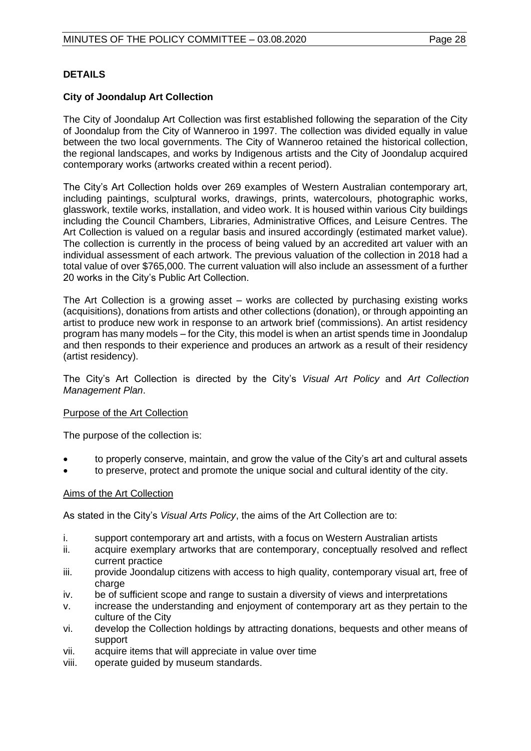## DETAILS

### City of Joondalup Art Collection

The City of Joondalup Art Collection was first established following the separation of the City of Joondalup from the City of Wanneroo in 1997. The collection was divided equally in value between the two local governments. The City of Wanneroo retained the historical collection, the regional landscapes, and works by Indigenous artists and the City of Joondalup acquired contemporary works (artworks created within a recent period).

The City's Art Collection holds over 269 examples of Western Australian contemporary art, including paintings, sculptural works, drawings, prints, watercolours, photographic works, glasswork, textile works, installation, and video work. It is housed within various City buildings including the Council Chambers, Libraries, Administrative Offices, and Leisure Centres. The Art Collection is valued on a regular basis and insured accordingly (estimated market value). The collection is currently in the process of being valued by an accredited art valuer with an individual assessment of each artwork. The previous valuation of the collection in 2018 had a total value of over $765,000. The current valuation will also include an assessment of a further 20 works in the City's Public Art Collection.

The Art Collection is a growing asset – works are collected by purchasing existing works (acquisitions), donations from artists and other collections (donation), or through appointing an artist to produce new work in response to an artwork brief (commissions). An artist residency program has many models – for the City, this model is when an artist spends time in Joondalup and then responds to their experience and produces an artwork as a result of their residency (artist residency).

The City's Art Collection is directed by the City's *Visual Art Policy* and *Art Collection Management Plan*.

<u>Purpose of the Art Collection</u>

The purpose of the collection is:

- to properly conserve, maintain, and grow the value of the City's art and cultural assets
- to preserve, protect and promote the unique social and cultural identity of the city.

<u>Aims of the Art Collection</u>

As stated in the City's *Visual Arts Policy*, the aims of the Art Collection are to:

i. support contemporary art and artists, with a focus on Western Australian artists
ii. acquire exemplary artworks that are contemporary, conceptually resolved and reflect current practice
iii. provide Joondalup citizens with access to high quality, contemporary visual art, free of charge
iv. be of sufficient scope and range to sustain a diversity of views and interpretations
v. increase the understanding and enjoyment of contemporary art as they pertain to the culture of the City
vi. develop the Collection holdings by attracting donations, bequests and other means of support
vii. acquire items that will appreciate in value over time
viii. operate guided by museum standards.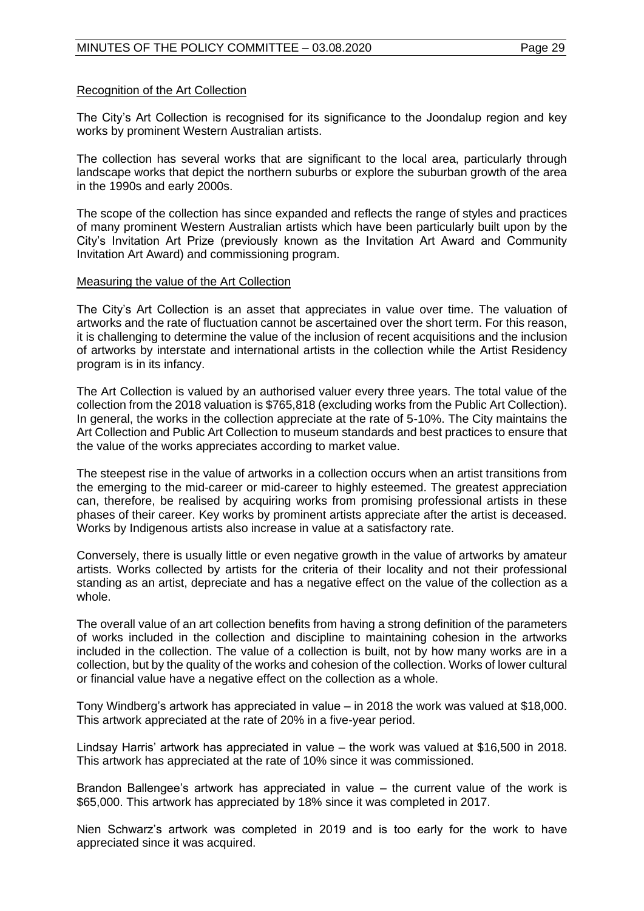<u>Recognition of the Art Collection</u>

The City's Art Collection is recognised for its significance to the Joondalup region and key works by prominent Western Australian artists.

The collection has several works that are significant to the local area, particularly through landscape works that depict the northern suburbs or explore the suburban growth of the area in the 1990s and early 2000s.

The scope of the collection has since expanded and reflects the range of styles and practices of many prominent Western Australian artists which have been particularly built upon by the City's Invitation Art Prize (previously known as the Invitation Art Award and Community Invitation Art Award) and commissioning program.

<u>Measuring the value of the Art Collection</u>

The City's Art Collection is an asset that appreciates in value over time. The valuation of artworks and the rate of fluctuation cannot be ascertained over the short term. For this reason, it is challenging to determine the value of the inclusion of recent acquisitions and the inclusion of artworks by interstate and international artists in the collection while the Artist Residency program is in its infancy.

The Art Collection is valued by an authorised valuer every three years. The total value of the collection from the 2018 valuation is $765,818 (excluding works from the Public Art Collection). In general, the works in the collection appreciate at the rate of 5-10%. The City maintains the Art Collection and Public Art Collection to museum standards and best practices to ensure that the value of the works appreciates according to market value.

The steepest rise in the value of artworks in a collection occurs when an artist transitions from the emerging to the mid-career or mid-career to highly esteemed. The greatest appreciation can, therefore, be realised by acquiring works from promising professional artists in these phases of their career. Key works by prominent artists appreciate after the artist is deceased. Works by Indigenous artists also increase in value at a satisfactory rate.

Conversely, there is usually little or even negative growth in the value of artworks by amateur artists. Works collected by artists for the criteria of their locality and not their professional standing as an artist, depreciate and has a negative effect on the value of the collection as a whole.

The overall value of an art collection benefits from having a strong definition of the parameters of works included in the collection and discipline to maintaining cohesion in the artworks included in the collection. The value of a collection is built, not by how many works are in a collection, but by the quality of the works and cohesion of the collection. Works of lower cultural or financial value have a negative effect on the collection as a whole.

Tony Windberg's artwork has appreciated in value – in 2018 the work was valued at $18,000. This artwork appreciated at the rate of 20% in a five-year period.

Lindsay Harris' artwork has appreciated in value – the work was valued at $16,500 in 2018. This artwork has appreciated at the rate of 10% since it was commissioned.

Brandon Ballengee's artwork has appreciated in value – the current value of the work is $65,000. This artwork has appreciated by 18% since it was completed in 2017.

Nien Schwarz's artwork was completed in 2019 and is too early for the work to have appreciated since it was acquired.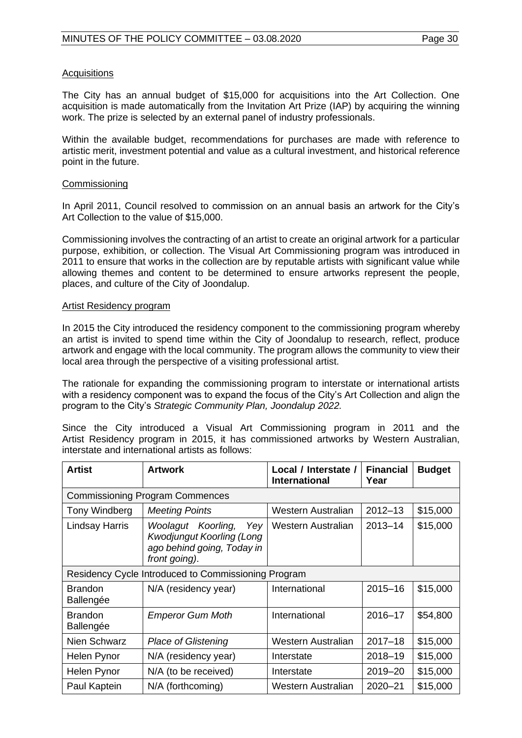Acquisitions

The City has an annual budget of $15,000 for acquisitions into the Art Collection. One acquisition is made automatically from the Invitation Art Prize (IAP) by acquiring the winning work. The prize is selected by an external panel of industry professionals.

Within the available budget, recommendations for purchases are made with reference to artistic merit, investment potential and value as a cultural investment, and historical reference point in the future.

Commissioning

In April 2011, Council resolved to commission on an annual basis an artwork for the City's Art Collection to the value of $15,000.

Commissioning involves the contracting of an artist to create an original artwork for a particular purpose, exhibition, or collection. The Visual Art Commissioning program was introduced in 2011 to ensure that works in the collection are by reputable artists with significant value while allowing themes and content to be determined to ensure artworks represent the people, places, and culture of the City of Joondalup.

Artist Residency program

In 2015 the City introduced the residency component to the commissioning program whereby an artist is invited to spend time within the City of Joondalup to research, reflect, produce artwork and engage with the local community. The program allows the community to view their local area through the perspective of a visiting professional artist.

The rationale for expanding the commissioning program to interstate or international artists with a residency component was to expand the focus of the City's Art Collection and align the program to the City's *Strategic Community Plan, Joondalup 2022.*

Since the City introduced a Visual Art Commissioning program in 2011 and the Artist Residency program in 2015, it has commissioned artworks by Western Australian, interstate and international artists as follows:

| Artist | Artwork | Local / Interstate / International | Financial Year | Budget |
|---|---|---|---|---|
| Commissioning Program Commences | | | | |
| Tony Windberg | *Meeting Points* | Western Australian | 2012–13 | $15,000 |
| Lindsay Harris | *Woolagut Koorling, Yey Kwodjungut Koorling (Long ago behind going, Today in front going)*. | Western Australian | 2013–14 | $15,000 |
| Residency Cycle Introduced to Commissioning Program | | | | |
| Brandon Ballengée | N/A (residency year) | International | 2015–16 | $15,000 |
| Brandon Ballengée | *Emperor Gum Moth* | International | 2016–17 | $54,800 |
| Nien Schwarz | *Place of Glistening* | Western Australian | 2017–18 | $15,000 |
| Helen Pynor | N/A (residency year) | Interstate | 2018–19 | $15,000 |
| Helen Pynor | N/A (to be received) | Interstate | 2019–20 | $15,000 |
| Paul Kaptein | N/A (forthcoming) | Western Australian | 2020–21 | $15,000 |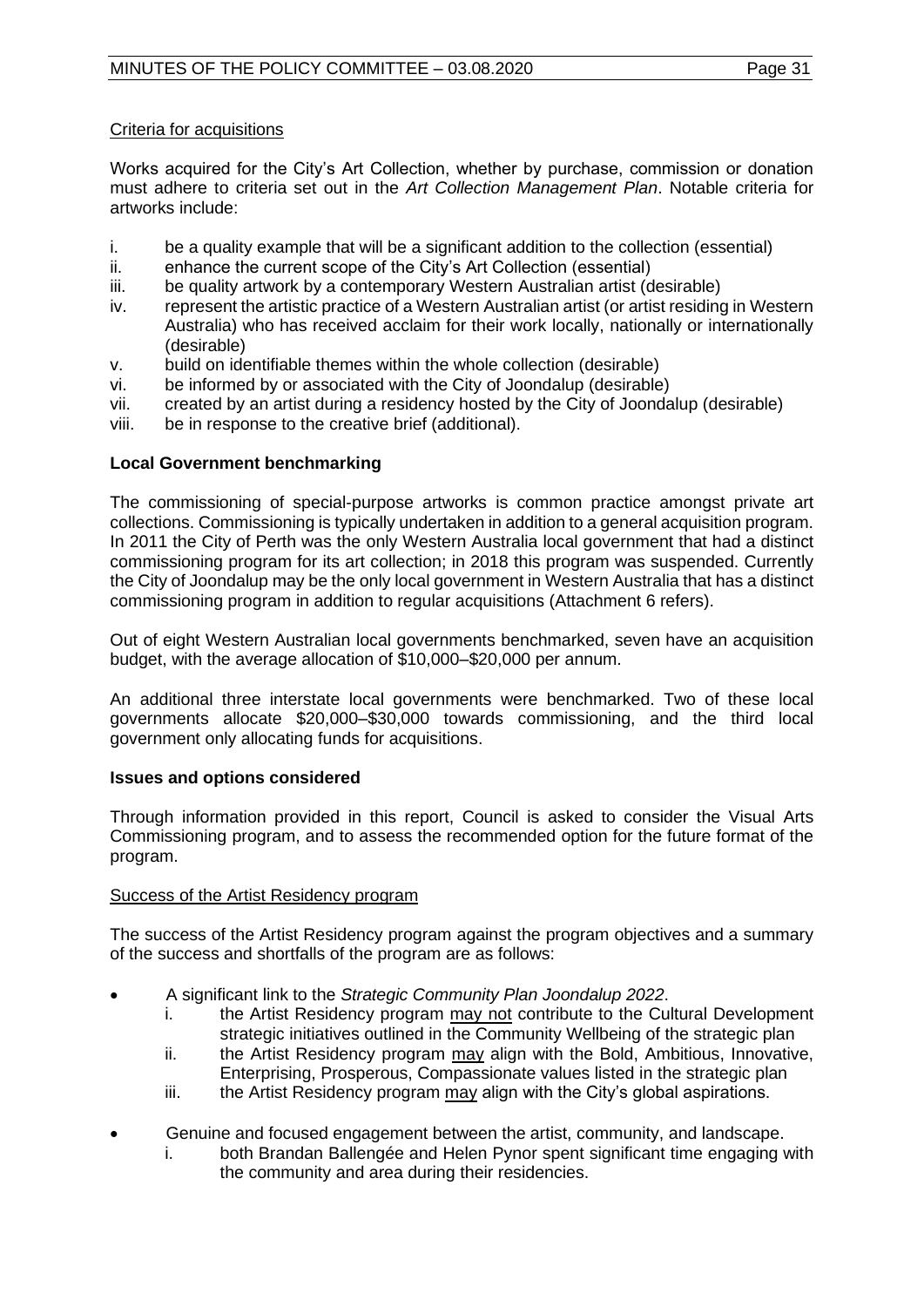Criteria for acquisitions

Works acquired for the City's Art Collection, whether by purchase, commission or donation must adhere to criteria set out in the *Art Collection Management Plan*. Notable criteria for artworks include:

i. be a quality example that will be a significant addition to the collection (essential)
ii. enhance the current scope of the City's Art Collection (essential)
iii. be quality artwork by a contemporary Western Australian artist (desirable)
iv. represent the artistic practice of a Western Australian artist (or artist residing in Western Australia) who has received acclaim for their work locally, nationally or internationally (desirable)
v. build on identifiable themes within the whole collection (desirable)
vi. be informed by or associated with the City of Joondalup (desirable)
vii. created by an artist during a residency hosted by the City of Joondalup (desirable)
viii. be in response to the creative brief (additional).

**Local Government benchmarking**

The commissioning of special-purpose artworks is common practice amongst private art collections. Commissioning is typically undertaken in addition to a general acquisition program. In 2011 the City of Perth was the only Western Australia local government that had a distinct commissioning program for its art collection; in 2018 this program was suspended. Currently the City of Joondalup may be the only local government in Western Australia that has a distinct commissioning program in addition to regular acquisitions (Attachment 6 refers).

Out of eight Western Australian local governments benchmarked, seven have an acquisition budget, with the average allocation of $10,000–$20,000 per annum.

An additional three interstate local governments were benchmarked. Two of these local governments allocate $20,000–$30,000 towards commissioning, and the third local government only allocating funds for acquisitions.

**Issues and options considered**

Through information provided in this report, Council is asked to consider the Visual Arts Commissioning program, and to assess the recommended option for the future format of the program.

Success of the Artist Residency program

The success of the Artist Residency program against the program objectives and a summary of the success and shortfalls of the program are as follows:

- A significant link to the *Strategic Community Plan Joondalup 2022*.
  i. the Artist Residency program may not contribute to the Cultural Development strategic initiatives outlined in the Community Wellbeing of the strategic plan
  ii. the Artist Residency program may align with the Bold, Ambitious, Innovative, Enterprising, Prosperous, Compassionate values listed in the strategic plan
  iii. the Artist Residency program may align with the City's global aspirations.

- Genuine and focused engagement between the artist, community, and landscape.
  i. both Brandan Ballengée and Helen Pynor spent significant time engaging with the community and area during their residencies.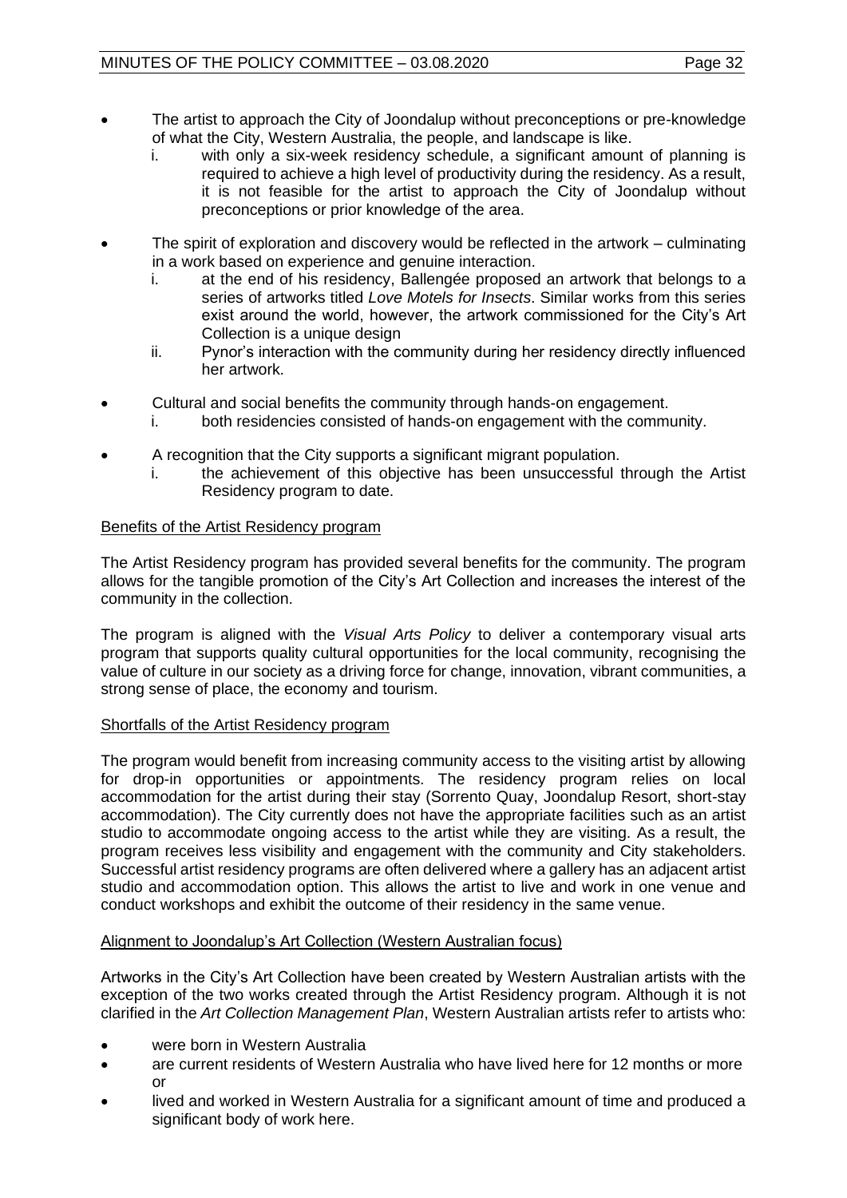- The artist to approach the City of Joondalup without preconceptions or pre-knowledge of what the City, Western Australia, the people, and landscape is like.
  i. with only a six-week residency schedule, a significant amount of planning is required to achieve a high level of productivity during the residency. As a result, it is not feasible for the artist to approach the City of Joondalup without preconceptions or prior knowledge of the area.

- The spirit of exploration and discovery would be reflected in the artwork – culminating in a work based on experience and genuine interaction.
  i. at the end of his residency, Ballengée proposed an artwork that belongs to a series of artworks titled *Love Motels for Insects*. Similar works from this series exist around the world, however, the artwork commissioned for the City's Art Collection is a unique design
  ii. Pynor's interaction with the community during her residency directly influenced her artwork.

- Cultural and social benefits the community through hands-on engagement.
  i. both residencies consisted of hands-on engagement with the community.

- A recognition that the City supports a significant migrant population.
  i. the achievement of this objective has been unsuccessful through the Artist Residency program to date.

<u>Benefits of the Artist Residency program</u>

The Artist Residency program has provided several benefits for the community. The program allows for the tangible promotion of the City's Art Collection and increases the interest of the community in the collection.

The program is aligned with the *Visual Arts Policy* to deliver a contemporary visual arts program that supports quality cultural opportunities for the local community, recognising the value of culture in our society as a driving force for change, innovation, vibrant communities, a strong sense of place, the economy and tourism.

<u>Shortfalls of the Artist Residency program</u>

The program would benefit from increasing community access to the visiting artist by allowing for drop-in opportunities or appointments. The residency program relies on local accommodation for the artist during their stay (Sorrento Quay, Joondalup Resort, short-stay accommodation). The City currently does not have the appropriate facilities such as an artist studio to accommodate ongoing access to the artist while they are visiting. As a result, the program receives less visibility and engagement with the community and City stakeholders. Successful artist residency programs are often delivered where a gallery has an adjacent artist studio and accommodation option. This allows the artist to live and work in one venue and conduct workshops and exhibit the outcome of their residency in the same venue.

<u>Alignment to Joondalup's Art Collection (Western Australian focus)</u>

Artworks in the City's Art Collection have been created by Western Australian artists with the exception of the two works created through the Artist Residency program. Although it is not clarified in the *Art Collection Management Plan*, Western Australian artists refer to artists who:

- were born in Western Australia
- are current residents of Western Australia who have lived here for 12 months or more or
- lived and worked in Western Australia for a significant amount of time and produced a significant body of work here.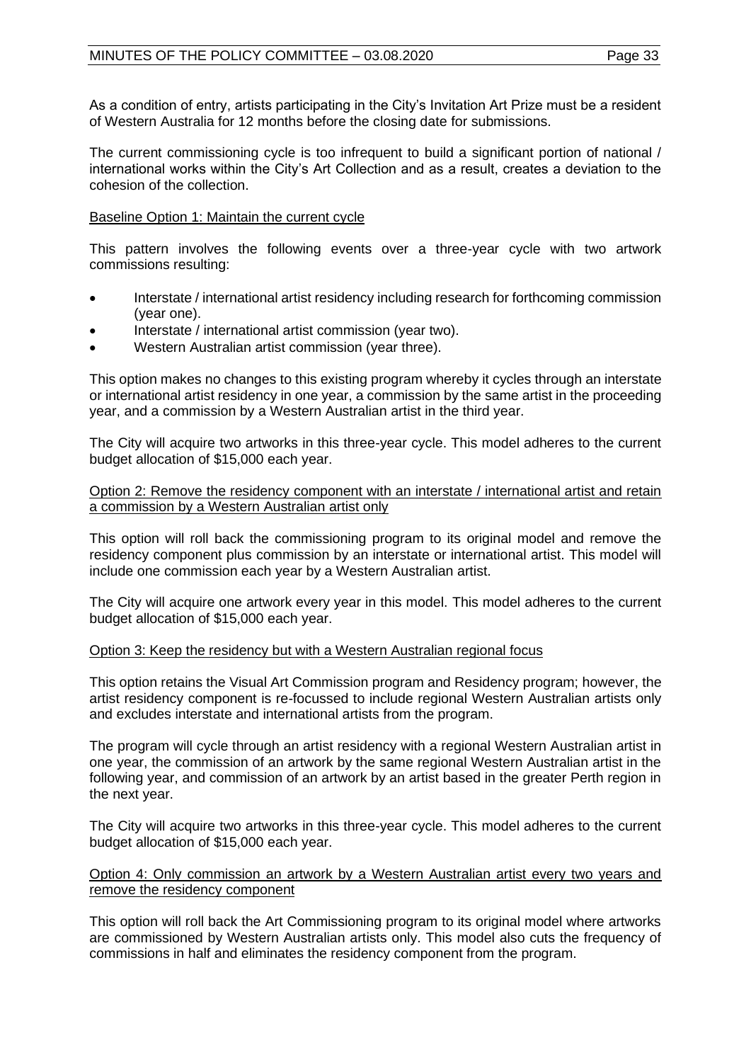As a condition of entry, artists participating in the City's Invitation Art Prize must be a resident of Western Australia for 12 months before the closing date for submissions.

The current commissioning cycle is too infrequent to build a significant portion of national / international works within the City's Art Collection and as a result, creates a deviation to the cohesion of the collection.

Baseline Option 1: Maintain the current cycle

This pattern involves the following events over a three-year cycle with two artwork commissions resulting:

- Interstate / international artist residency including research for forthcoming commission (year one).
- Interstate / international artist commission (year two).
- Western Australian artist commission (year three).

This option makes no changes to this existing program whereby it cycles through an interstate or international artist residency in one year, a commission by the same artist in the proceeding year, and a commission by a Western Australian artist in the third year.

The City will acquire two artworks in this three-year cycle. This model adheres to the current budget allocation of $15,000 each year.

Option 2: Remove the residency component with an interstate / international artist and retain a commission by a Western Australian artist only

This option will roll back the commissioning program to its original model and remove the residency component plus commission by an interstate or international artist. This model will include one commission each year by a Western Australian artist.

The City will acquire one artwork every year in this model. This model adheres to the current budget allocation of $15,000 each year.

Option 3: Keep the residency but with a Western Australian regional focus

This option retains the Visual Art Commission program and Residency program; however, the artist residency component is re-focussed to include regional Western Australian artists only and excludes interstate and international artists from the program.

The program will cycle through an artist residency with a regional Western Australian artist in one year, the commission of an artwork by the same regional Western Australian artist in the following year, and commission of an artwork by an artist based in the greater Perth region in the next year.

The City will acquire two artworks in this three-year cycle. This model adheres to the current budget allocation of $15,000 each year.

Option 4: Only commission an artwork by a Western Australian artist every two years and remove the residency component

This option will roll back the Art Commissioning program to its original model where artworks are commissioned by Western Australian artists only. This model also cuts the frequency of commissions in half and eliminates the residency component from the program.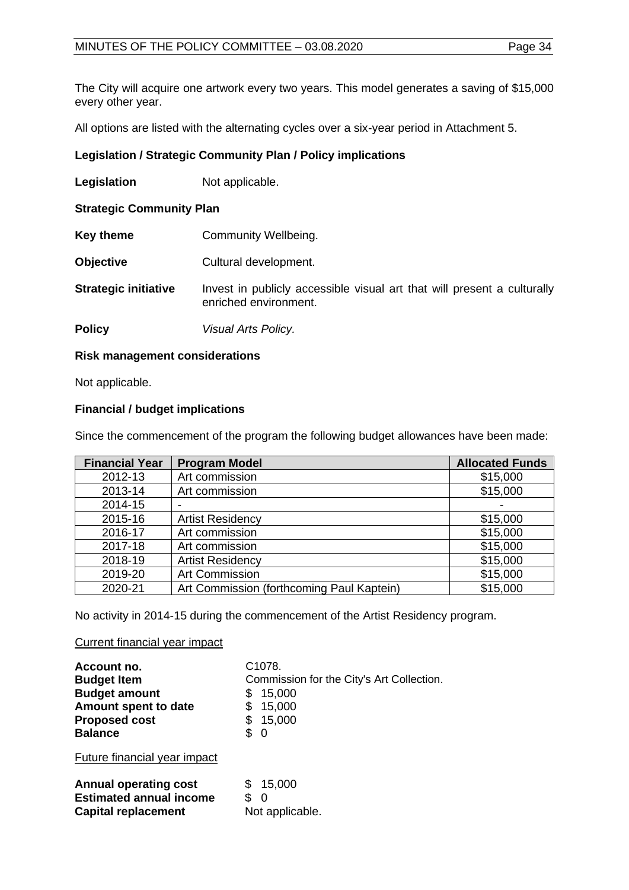The City will acquire one artwork every two years. This model generates a saving of $15,000 every other year.

All options are listed with the alternating cycles over a six-year period in Attachment 5.

**Legislation / Strategic Community Plan / Policy implications**

**Legislation** Not applicable.

**Strategic Community Plan**

**Key theme** Community Wellbeing.

**Objective** Cultural development.

**Strategic initiative** Invest in publicly accessible visual art that will present a culturally enriched environment.

**Policy** *Visual Arts Policy.*

**Risk management considerations**

Not applicable.

**Financial / budget implications**

Since the commencement of the program the following budget allowances have been made:

| Financial Year | Program Model | Allocated Funds |
|---|---|---|
| 2012-13 | Art commission | $15,000 |
| 2013-14 | Art commission | $15,000 |
| 2014-15 | - | - |
| 2015-16 | Artist Residency | $15,000 |
| 2016-17 | Art commission | $15,000 |
| 2017-18 | Art commission | $15,000 |
| 2018-19 | Artist Residency | $15,000 |
| 2019-20 | Art Commission | $15,000 |
| 2020-21 | Art Commission (forthcoming Paul Kaptein) | $15,000 |

No activity in 2014-15 during the commencement of the Artist Residency program.

Current financial year impact

**Account no.** C1078.
**Budget Item** Commission for the City's Art Collection.
**Budget amount** $ 15,000
**Amount spent to date** $ 15,000
**Proposed cost** $ 15,000
**Balance** $ 0

Future financial year impact

**Annual operating cost** $ 15,000
**Estimated annual income** $ 0
**Capital replacement** Not applicable.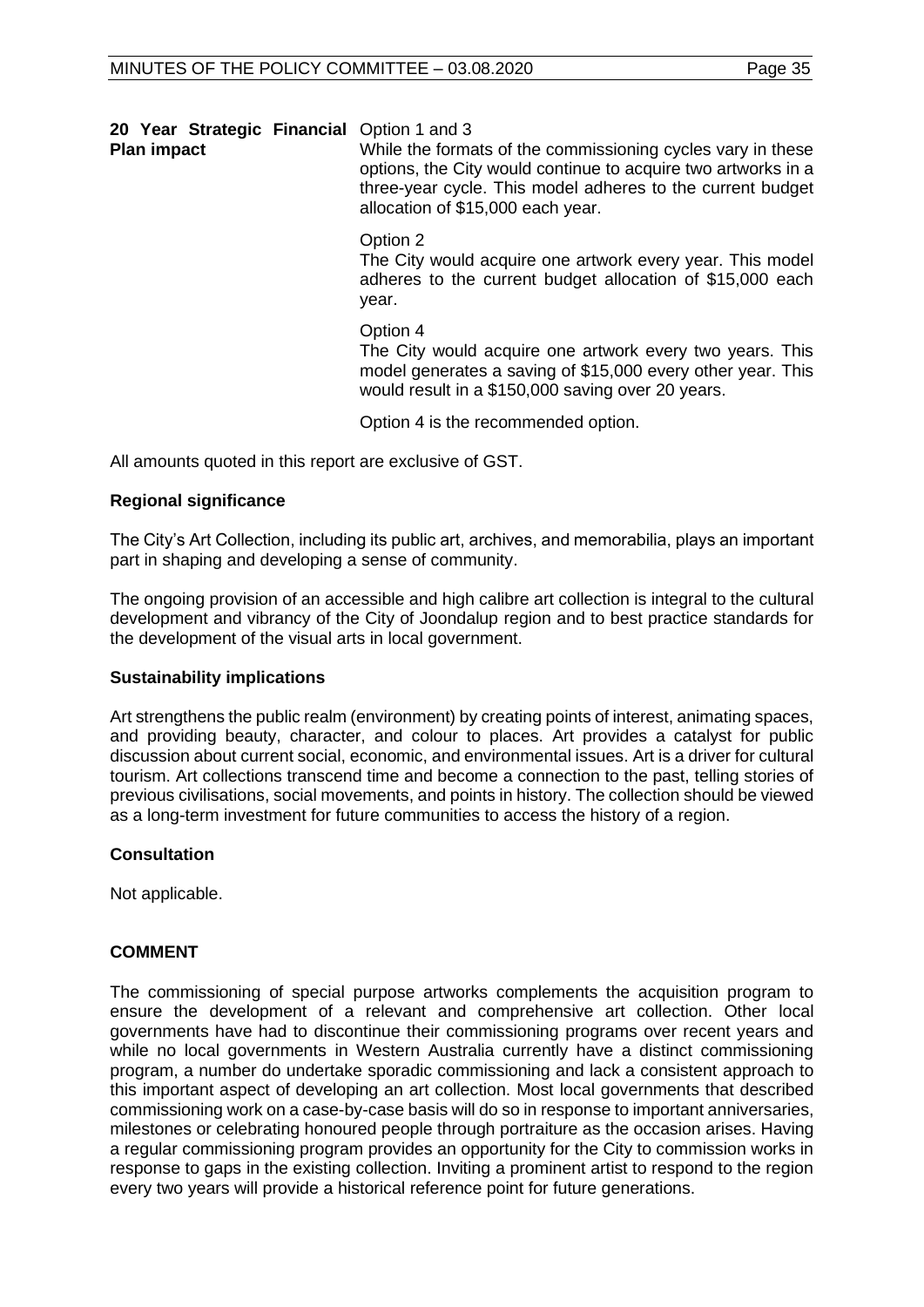**20 Year Strategic Financial Plan impact**

Option 1 and 3
While the formats of the commissioning cycles vary in these options, the City would continue to acquire two artworks in a three-year cycle. This model adheres to the current budget allocation of $15,000 each year.

Option 2
The City would acquire one artwork every year. This model adheres to the current budget allocation of $15,000 each year.

Option 4
The City would acquire one artwork every two years. This model generates a saving of $15,000 every other year. This would result in a $150,000 saving over 20 years.

Option 4 is the recommended option.

All amounts quoted in this report are exclusive of GST.

**Regional significance**

The City's Art Collection, including its public art, archives, and memorabilia, plays an important part in shaping and developing a sense of community.

The ongoing provision of an accessible and high calibre art collection is integral to the cultural development and vibrancy of the City of Joondalup region and to best practice standards for the development of the visual arts in local government.

**Sustainability implications**

Art strengthens the public realm (environment) by creating points of interest, animating spaces, and providing beauty, character, and colour to places. Art provides a catalyst for public discussion about current social, economic, and environmental issues. Art is a driver for cultural tourism. Art collections transcend time and become a connection to the past, telling stories of previous civilisations, social movements, and points in history. The collection should be viewed as a long-term investment for future communities to access the history of a region.

**Consultation**

Not applicable.

**COMMENT**

The commissioning of special purpose artworks complements the acquisition program to ensure the development of a relevant and comprehensive art collection. Other local governments have had to discontinue their commissioning programs over recent years and while no local governments in Western Australia currently have a distinct commissioning program, a number do undertake sporadic commissioning and lack a consistent approach to this important aspect of developing an art collection. Most local governments that described commissioning work on a case-by-case basis will do so in response to important anniversaries, milestones or celebrating honoured people through portraiture as the occasion arises. Having a regular commissioning program provides an opportunity for the City to commission works in response to gaps in the existing collection. Inviting a prominent artist to respond to the region every two years will provide a historical reference point for future generations.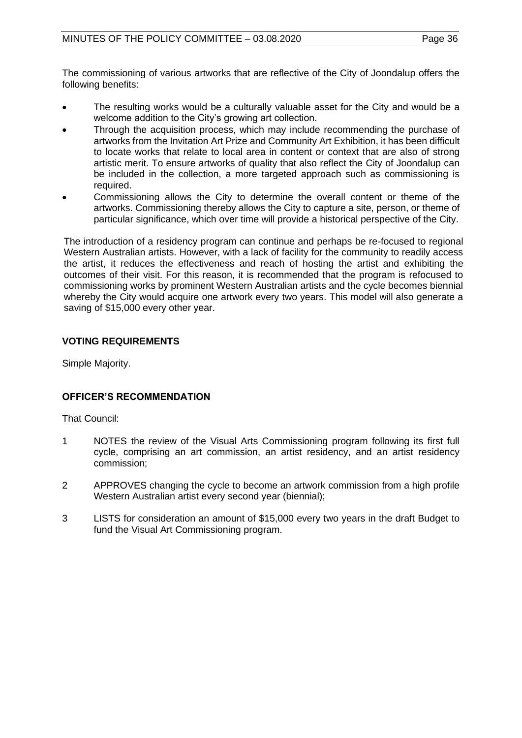The commissioning of various artworks that are reflective of the City of Joondalup offers the following benefits:

- The resulting works would be a culturally valuable asset for the City and would be a welcome addition to the City's growing art collection.
- Through the acquisition process, which may include recommending the purchase of artworks from the Invitation Art Prize and Community Art Exhibition, it has been difficult to locate works that relate to local area in content or context that are also of strong artistic merit. To ensure artworks of quality that also reflect the City of Joondalup can be included in the collection, a more targeted approach such as commissioning is required.
- Commissioning allows the City to determine the overall content or theme of the artworks. Commissioning thereby allows the City to capture a site, person, or theme of particular significance, which over time will provide a historical perspective of the City.

The introduction of a residency program can continue and perhaps be re-focused to regional Western Australian artists. However, with a lack of facility for the community to readily access the artist, it reduces the effectiveness and reach of hosting the artist and exhibiting the outcomes of their visit. For this reason, it is recommended that the program is refocused to commissioning works by prominent Western Australian artists and the cycle becomes biennial whereby the City would acquire one artwork every two years. This model will also generate a saving of $15,000 every other year.

## VOTING REQUIREMENTS

Simple Majority.

## OFFICER'S RECOMMENDATION

That Council:

1 NOTES the review of the Visual Arts Commissioning program following its first full cycle, comprising an art commission, an artist residency, and an artist residency commission;

2 APPROVES changing the cycle to become an artwork commission from a high profile Western Australian artist every second year (biennial);

3 LISTS for consideration an amount of $15,000 every two years in the draft Budget to fund the Visual Art Commissioning program.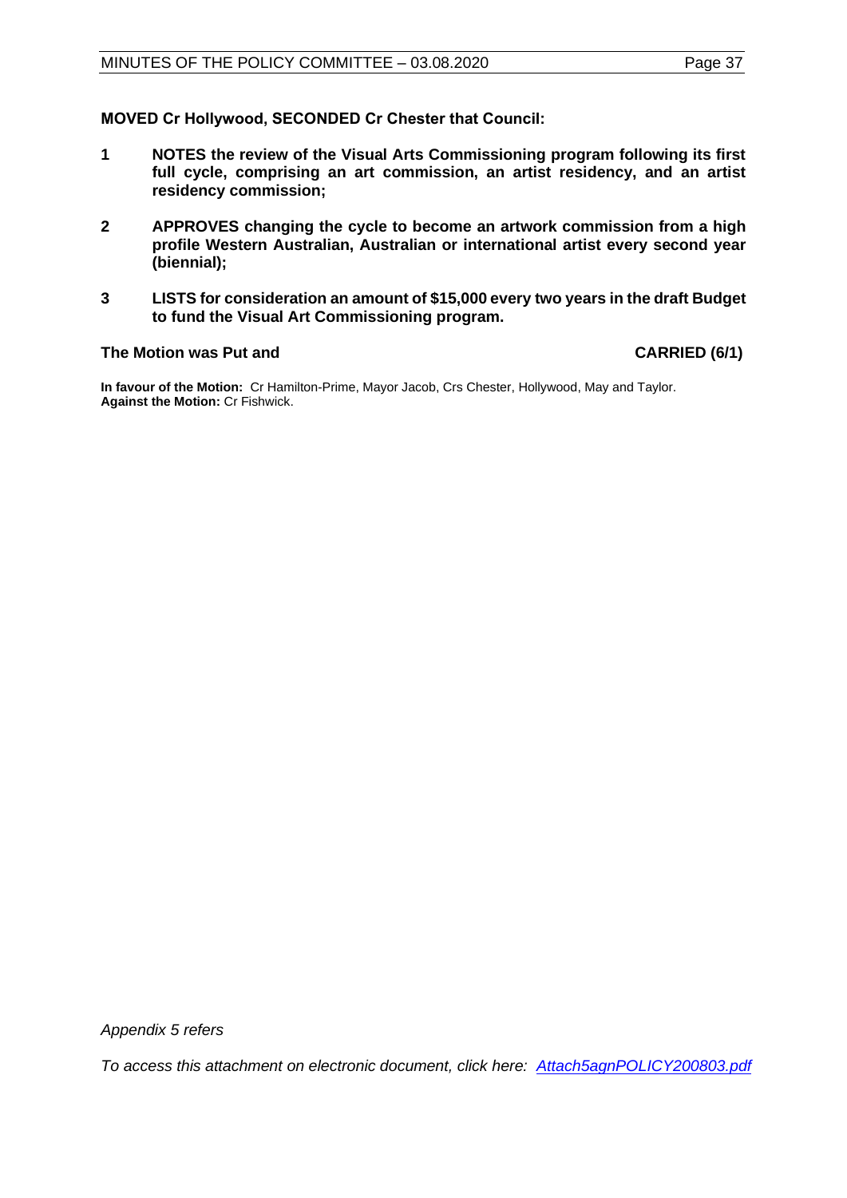**MOVED Cr Hollywood, SECONDED Cr Chester that Council:**

1. **NOTES the review of the Visual Arts Commissioning program following its first full cycle, comprising an art commission, an artist residency, and an artist residency commission;**

2. **APPROVES changing the cycle to become an artwork commission from a high profile Western Australian, Australian or international artist every second year (biennial);**

3. **LISTS for consideration an amount of $15,000 every two years in the draft Budget to fund the Visual Art Commissioning program.**

**The Motion was Put and CARRIED (6/1)**

**In favour of the Motion:** Cr Hamilton-Prime, Mayor Jacob, Crs Chester, Hollywood, May and Taylor.
**Against the Motion:** Cr Fishwick.

*Appendix 5 refers*

*To access this attachment on electronic document, click here: Attach5agnPOLICY200803.pdf*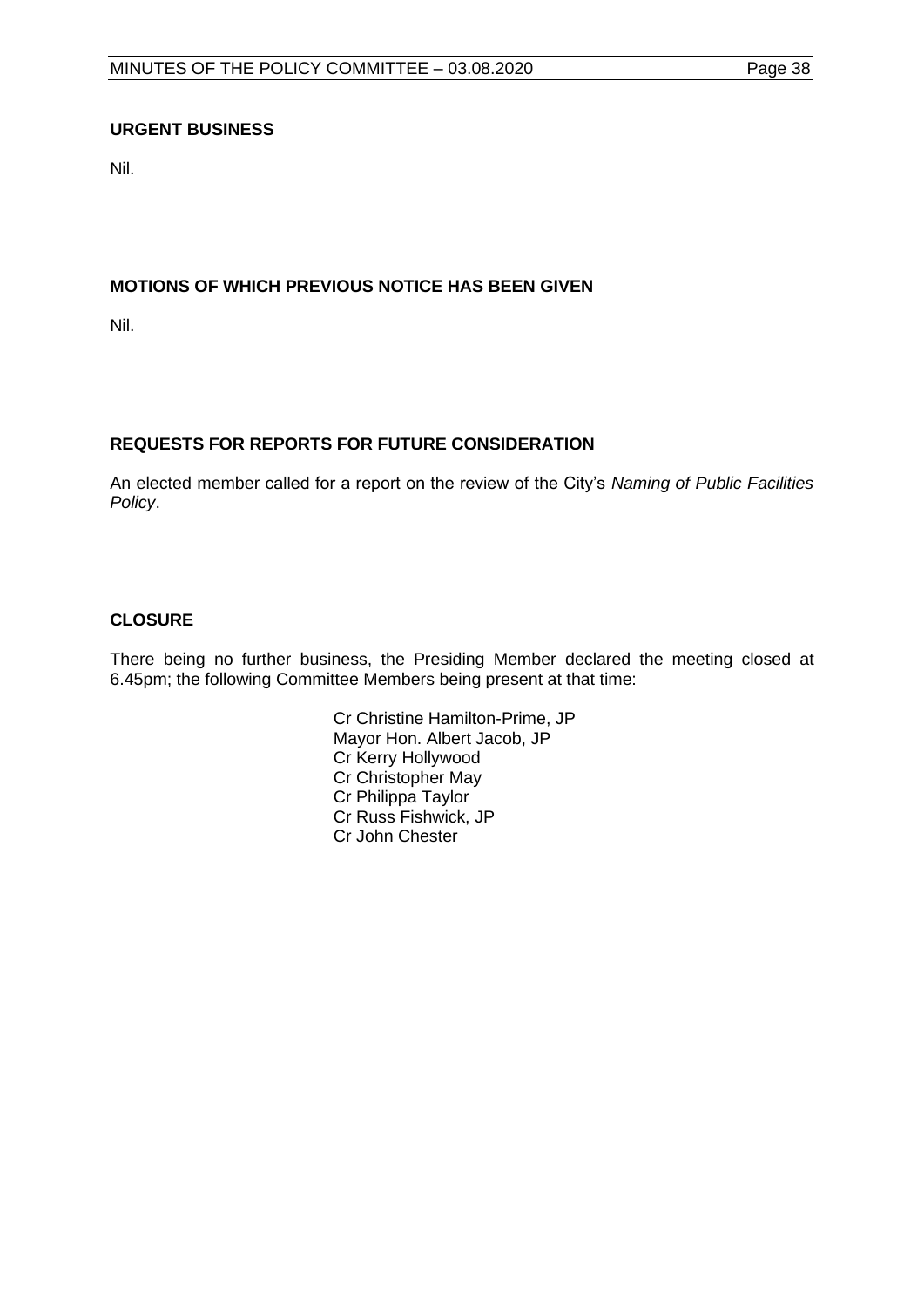**URGENT BUSINESS**

Nil.

**MOTIONS OF WHICH PREVIOUS NOTICE HAS BEEN GIVEN**

Nil.

**REQUESTS FOR REPORTS FOR FUTURE CONSIDERATION**

An elected member called for a report on the review of the City's *Naming of Public Facilities Policy*.

**CLOSURE**

There being no further business, the Presiding Member declared the meeting closed at 6.45pm; the following Committee Members being present at that time:

Cr Christine Hamilton-Prime, JP
Mayor Hon. Albert Jacob, JP
Cr Kerry Hollywood
Cr Christopher May
Cr Philippa Taylor
Cr Russ Fishwick, JP
Cr John Chester